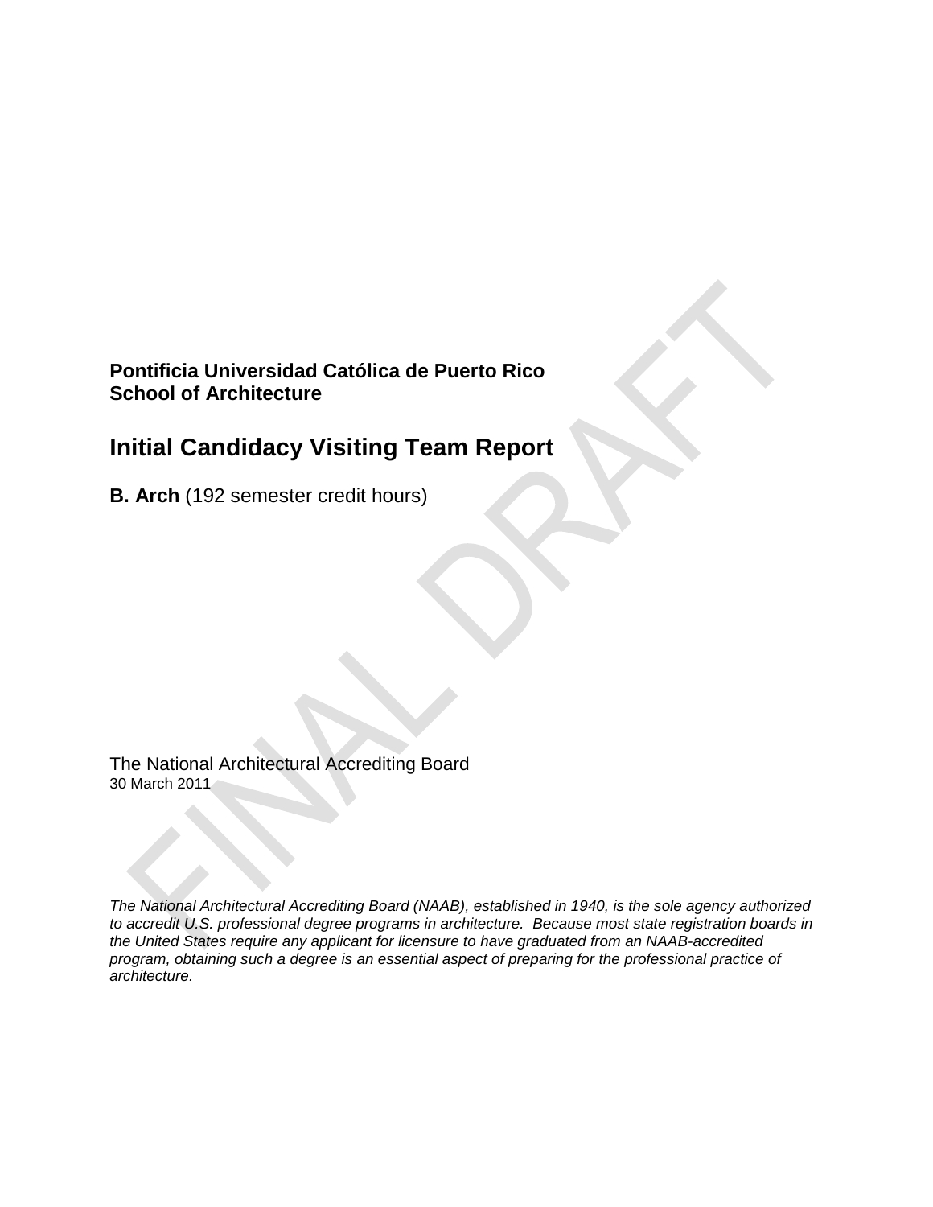**Pontificia Universidad Católica de Puerto Rico**
**School of Architecture**

# Initial Candidacy Visiting Team Report

**B. Arch** (192 semester credit hours)

The National Architectural Accrediting Board
30 March 2011

*The National Architectural Accrediting Board (NAAB), established in 1940, is the sole agency authorized to accredit U.S. professional degree programs in architecture. Because most state registration boards in the United States require any applicant for licensure to have graduated from an NAAB-accredited program, obtaining such a degree is an essential aspect of preparing for the professional practice of architecture.*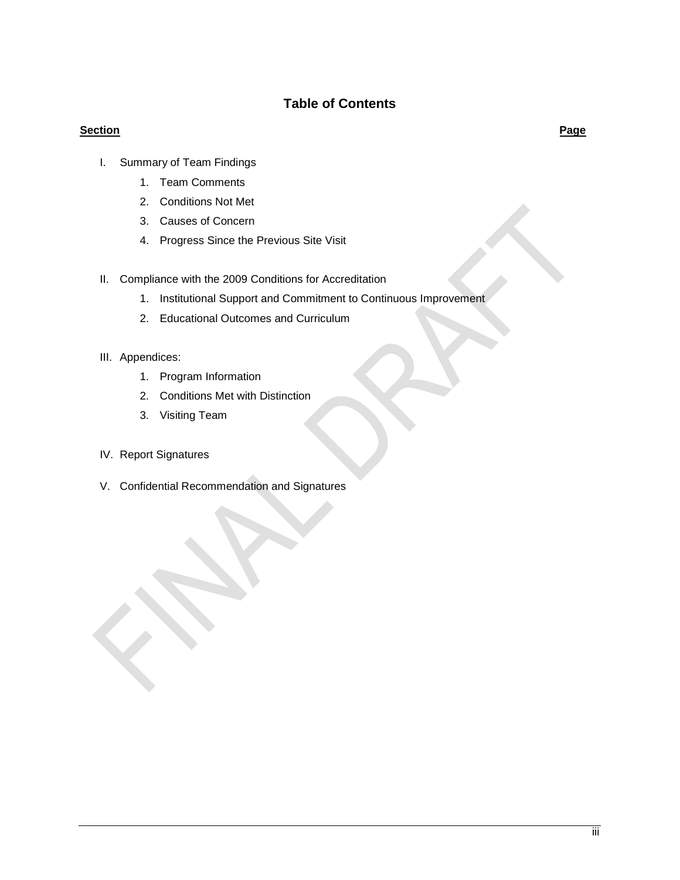# Table of Contents

**Section** **Page**

I. Summary of Team Findings
   1. Team Comments
   2. Conditions Not Met
   3. Causes of Concern
   4. Progress Since the Previous Site Visit

II. Compliance with the 2009 Conditions for Accreditation
   1. Institutional Support and Commitment to Continuous Improvement
   2. Educational Outcomes and Curriculum

III. Appendices:
   1. Program Information
   2. Conditions Met with Distinction
   3. Visiting Team

IV. Report Signatures

V. Confidential Recommendation and Signatures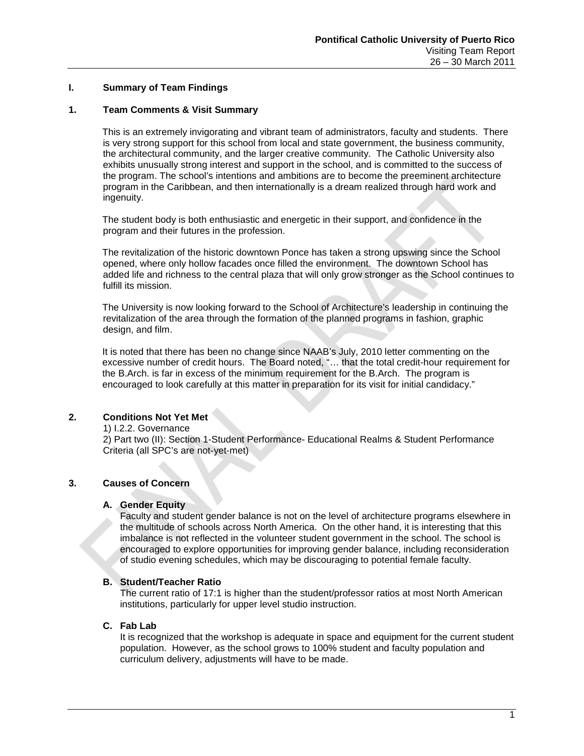## I. Summary of Team Findings

### 1. Team Comments & Visit Summary

This is an extremely invigorating and vibrant team of administrators, faculty and students. There is very strong support for this school from local and state government, the business community, the architectural community, and the larger creative community. The Catholic University also exhibits unusually strong interest and support in the school, and is committed to the success of the program. The school's intentions and ambitions are to become the preeminent architecture program in the Caribbean, and then internationally is a dream realized through hard work and ingenuity.

The student body is both enthusiastic and energetic in their support, and confidence in the program and their futures in the profession.

The revitalization of the historic downtown Ponce has taken a strong upswing since the School opened, where only hollow facades once filled the environment. The downtown School has added life and richness to the central plaza that will only grow stronger as the School continues to fulfill its mission.

The University is now looking forward to the School of Architecture's leadership in continuing the revitalization of the area through the formation of the planned programs in fashion, graphic design, and film.

It is noted that there has been no change since NAAB's July, 2010 letter commenting on the excessive number of credit hours. The Board noted, "… that the total credit-hour requirement for the B.Arch. is far in excess of the minimum requirement for the B.Arch. The program is encouraged to look carefully at this matter in preparation for its visit for initial candidacy."

### 2. Conditions Not Yet Met

1) I.2.2. Governance
2) Part two (II): Section 1-Student Performance- Educational Realms & Student Performance Criteria (all SPC's are not-yet-met)

### 3. Causes of Concern

**A. Gender Equity**

Faculty and student gender balance is not on the level of architecture programs elsewhere in the multitude of schools across North America. On the other hand, it is interesting that this imbalance is not reflected in the volunteer student government in the school. The school is encouraged to explore opportunities for improving gender balance, including reconsideration of studio evening schedules, which may be discouraging to potential female faculty.

**B. Student/Teacher Ratio**

The current ratio of 17:1 is higher than the student/professor ratios at most North American institutions, particularly for upper level studio instruction.

**C. Fab Lab**

It is recognized that the workshop is adequate in space and equipment for the current student population. However, as the school grows to 100% student and faculty population and curriculum delivery, adjustments will have to be made.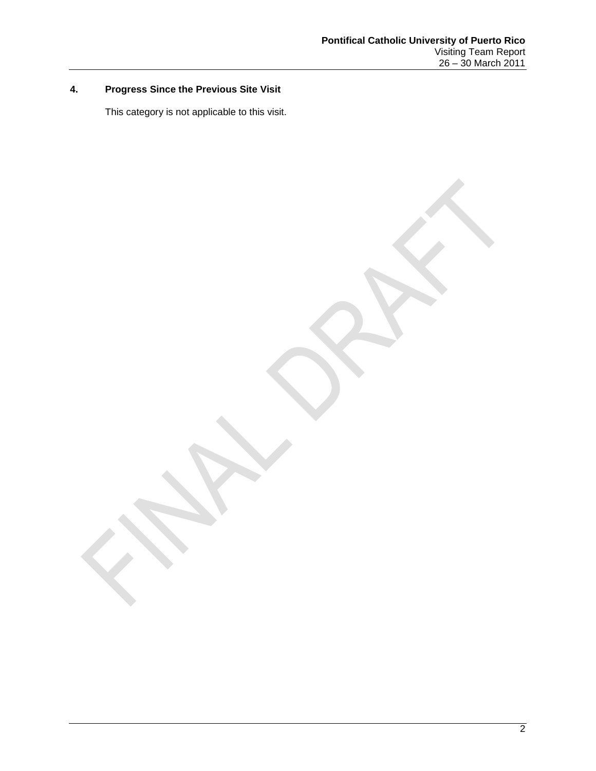## 4. Progress Since the Previous Site Visit

This category is not applicable to this visit.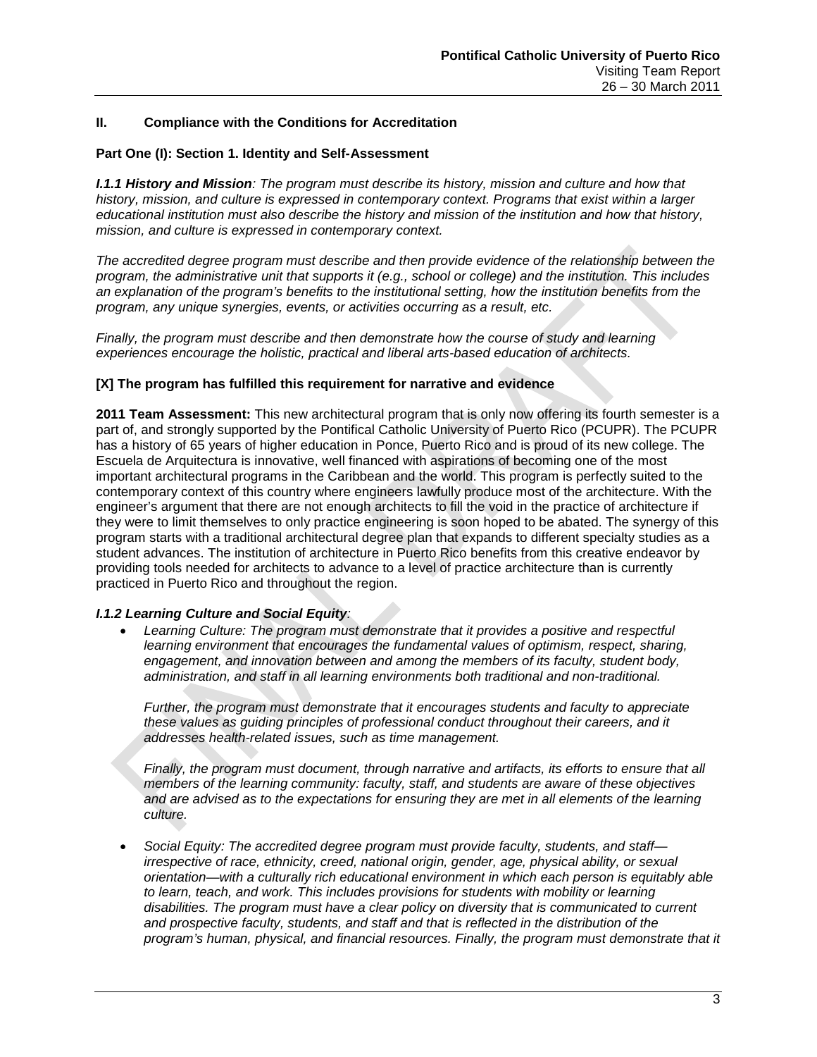## II. Compliance with the Conditions for Accreditation

### Part One (I): Section 1. Identity and Self-Assessment

***I.1.1 History and Mission**: The program must describe its history, mission and culture and how that history, mission, and culture is expressed in contemporary context. Programs that exist within a larger educational institution must also describe the history and mission of the institution and how that history, mission, and culture is expressed in contemporary context.*

*The accredited degree program must describe and then provide evidence of the relationship between the program, the administrative unit that supports it (e.g., school or college) and the institution. This includes an explanation of the program's benefits to the institutional setting, how the institution benefits from the program, any unique synergies, events, or activities occurring as a result, etc.*

*Finally, the program must describe and then demonstrate how the course of study and learning experiences encourage the holistic, practical and liberal arts-based education of architects.*

**[X] The program has fulfilled this requirement for narrative and evidence**

**2011 Team Assessment:** This new architectural program that is only now offering its fourth semester is a part of, and strongly supported by the Pontifical Catholic University of Puerto Rico (PCUPR). The PCUPR has a history of 65 years of higher education in Ponce, Puerto Rico and is proud of its new college. The Escuela de Arquitectura is innovative, well financed with aspirations of becoming one of the most important architectural programs in the Caribbean and the world. This program is perfectly suited to the contemporary context of this country where engineers lawfully produce most of the architecture. With the engineer's argument that there are not enough architects to fill the void in the practice of architecture if they were to limit themselves to only practice engineering is soon hoped to be abated. The synergy of this program starts with a traditional architectural degree plan that expands to different specialty studies as a student advances. The institution of architecture in Puerto Rico benefits from this creative endeavor by providing tools needed for architects to advance to a level of practice architecture than is currently practiced in Puerto Rico and throughout the region.

***I.1.2 Learning Culture and Social Equity**:*

- *Learning Culture: The program must demonstrate that it provides a positive and respectful learning environment that encourages the fundamental values of optimism, respect, sharing, engagement, and innovation between and among the members of its faculty, student body, administration, and staff in all learning environments both traditional and non-traditional.*

  *Further, the program must demonstrate that it encourages students and faculty to appreciate these values as guiding principles of professional conduct throughout their careers, and it addresses health-related issues, such as time management.*

  *Finally, the program must document, through narrative and artifacts, its efforts to ensure that all members of the learning community: faculty, staff, and students are aware of these objectives and are advised as to the expectations for ensuring they are met in all elements of the learning culture.*

- *Social Equity: The accredited degree program must provide faculty, students, and staff—irrespective of race, ethnicity, creed, national origin, gender, age, physical ability, or sexual orientation—with a culturally rich educational environment in which each person is equitably able to learn, teach, and work. This includes provisions for students with mobility or learning disabilities. The program must have a clear policy on diversity that is communicated to current and prospective faculty, students, and staff and that is reflected in the distribution of the program's human, physical, and financial resources. Finally, the program must demonstrate that it*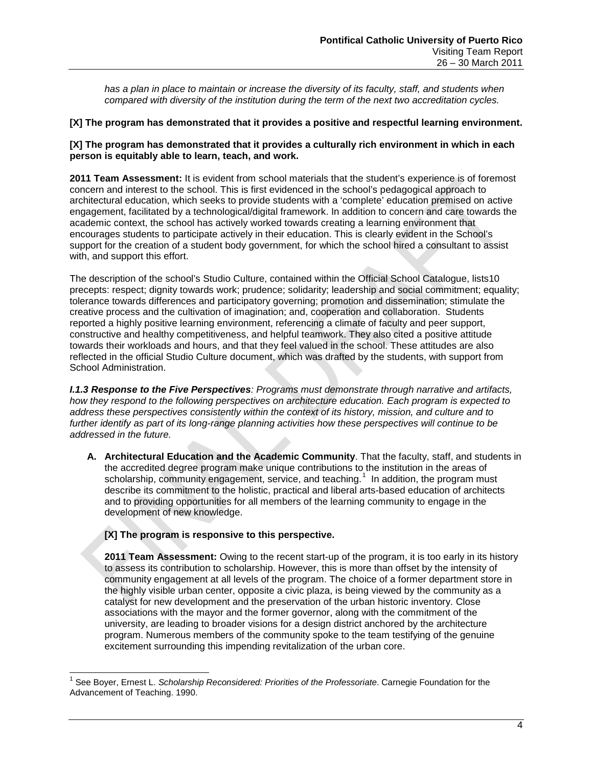*has a plan in place to maintain or increase the diversity of its faculty, staff, and students when compared with diversity of the institution during the term of the next two accreditation cycles.*

**[X] The program has demonstrated that it provides a positive and respectful learning environment.**

**[X] The program has demonstrated that it provides a culturally rich environment in which in each person is equitably able to learn, teach, and work.**

**2011 Team Assessment:** It is evident from school materials that the student's experience is of foremost concern and interest to the school. This is first evidenced in the school's pedagogical approach to architectural education, which seeks to provide students with a 'complete' education premised on active engagement, facilitated by a technological/digital framework. In addition to concern and care towards the academic context, the school has actively worked towards creating a learning environment that encourages students to participate actively in their education. This is clearly evident in the School's support for the creation of a student body government, for which the school hired a consultant to assist with, and support this effort.

The description of the school's Studio Culture, contained within the Official School Catalogue, lists10 precepts: respect; dignity towards work; prudence; solidarity; leadership and social commitment; equality; tolerance towards differences and participatory governing; promotion and dissemination; stimulate the creative process and the cultivation of imagination; and, cooperation and collaboration. Students reported a highly positive learning environment, referencing a climate of faculty and peer support, constructive and healthy competitiveness, and helpful teamwork. They also cited a positive attitude towards their workloads and hours, and that they feel valued in the school. These attitudes are also reflected in the official Studio Culture document, which was drafted by the students, with support from School Administration.

***I.1.3 Response to the Five Perspectives****: Programs must demonstrate through narrative and artifacts, how they respond to the following perspectives on architecture education. Each program is expected to address these perspectives consistently within the context of its history, mission, and culture and to further identify as part of its long-range planning activities how these perspectives will continue to be addressed in the future.*

**A. Architectural Education and the Academic Community**. That the faculty, staff, and students in the accredited degree program make unique contributions to the institution in the areas of scholarship, community engagement, service, and teaching.[1] In addition, the program must describe its commitment to the holistic, practical and liberal arts-based education of architects and to providing opportunities for all members of the learning community to engage in the development of new knowledge.

**[X] The program is responsive to this perspective.**

**2011 Team Assessment:** Owing to the recent start-up of the program, it is too early in its history to assess its contribution to scholarship. However, this is more than offset by the intensity of community engagement at all levels of the program. The choice of a former department store in the highly visible urban center, opposite a civic plaza, is being viewed by the community as a catalyst for new development and the preservation of the urban historic inventory. Close associations with the mayor and the former governor, along with the commitment of the university, are leading to broader visions for a design district anchored by the architecture program. Numerous members of the community spoke to the team testifying of the genuine excitement surrounding this impending revitalization of the urban core.

[1] See Boyer, Ernest L. *Scholarship Reconsidered: Priorities of the Professoriate*. Carnegie Foundation for the Advancement of Teaching. 1990.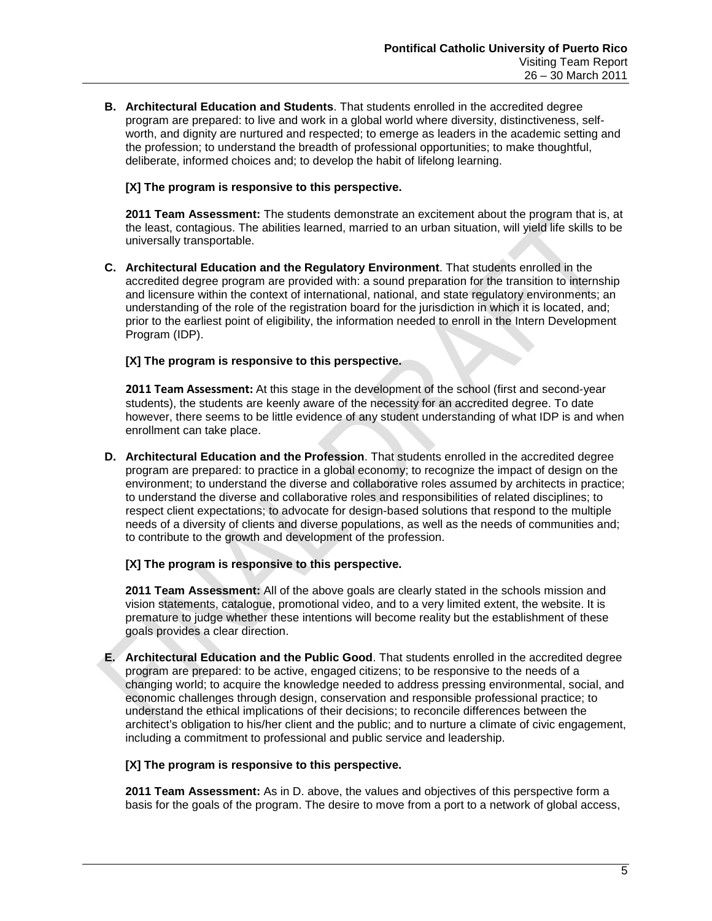**B. Architectural Education and Students**. That students enrolled in the accredited degree program are prepared: to live and work in a global world where diversity, distinctiveness, self-worth, and dignity are nurtured and respected; to emerge as leaders in the academic setting and the profession; to understand the breadth of professional opportunities; to make thoughtful, deliberate, informed choices and; to develop the habit of lifelong learning.

**[X] The program is responsive to this perspective.**

**2011 Team Assessment:** The students demonstrate an excitement about the program that is, at the least, contagious. The abilities learned, married to an urban situation, will yield life skills to be universally transportable.

**C. Architectural Education and the Regulatory Environment**. That students enrolled in the accredited degree program are provided with: a sound preparation for the transition to internship and licensure within the context of international, national, and state regulatory environments; an understanding of the role of the registration board for the jurisdiction in which it is located, and; prior to the earliest point of eligibility, the information needed to enroll in the Intern Development Program (IDP).

**[X] The program is responsive to this perspective.**

**2011 Team Assessment:** At this stage in the development of the school (first and second-year students), the students are keenly aware of the necessity for an accredited degree. To date however, there seems to be little evidence of any student understanding of what IDP is and when enrollment can take place.

**D. Architectural Education and the Profession**. That students enrolled in the accredited degree program are prepared: to practice in a global economy; to recognize the impact of design on the environment; to understand the diverse and collaborative roles assumed by architects in practice; to understand the diverse and collaborative roles and responsibilities of related disciplines; to respect client expectations; to advocate for design-based solutions that respond to the multiple needs of a diversity of clients and diverse populations, as well as the needs of communities and; to contribute to the growth and development of the profession.

**[X] The program is responsive to this perspective.**

**2011 Team Assessment:** All of the above goals are clearly stated in the schools mission and vision statements, catalogue, promotional video, and to a very limited extent, the website. It is premature to judge whether these intentions will become reality but the establishment of these goals provides a clear direction.

**E. Architectural Education and the Public Good**. That students enrolled in the accredited degree program are prepared: to be active, engaged citizens; to be responsive to the needs of a changing world; to acquire the knowledge needed to address pressing environmental, social, and economic challenges through design, conservation and responsible professional practice; to understand the ethical implications of their decisions; to reconcile differences between the architect's obligation to his/her client and the public; and to nurture a climate of civic engagement, including a commitment to professional and public service and leadership.

**[X] The program is responsive to this perspective.**

**2011 Team Assessment:** As in D. above, the values and objectives of this perspective form a basis for the goals of the program. The desire to move from a port to a network of global access,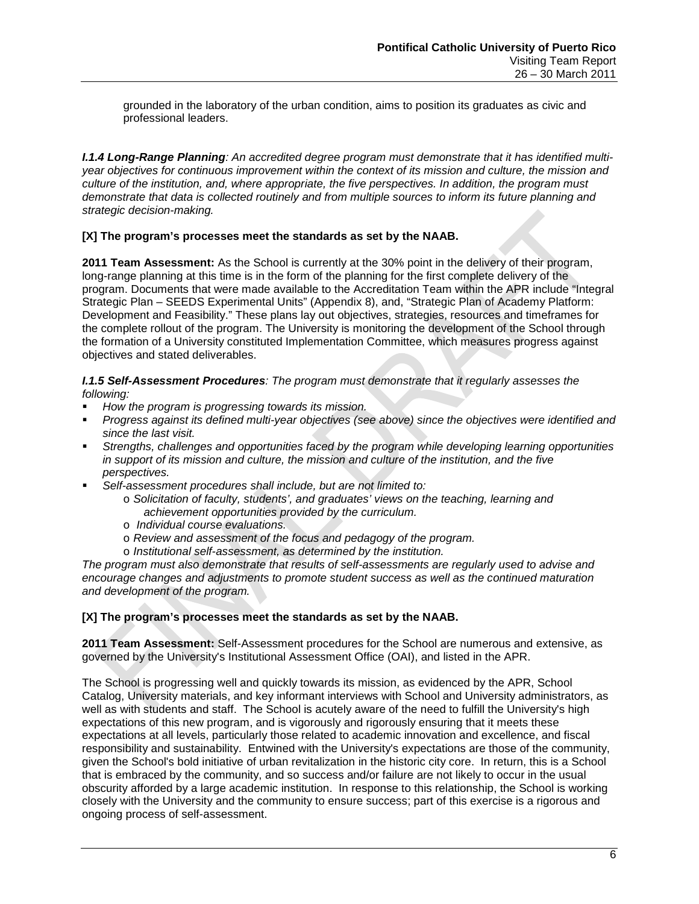grounded in the laboratory of the urban condition, aims to position its graduates as civic and professional leaders.

***I.1.4 Long-Range Planning****: An accredited degree program must demonstrate that it has identified multi-year objectives for continuous improvement within the context of its mission and culture, the mission and culture of the institution, and, where appropriate, the five perspectives. In addition, the program must demonstrate that data is collected routinely and from multiple sources to inform its future planning and strategic decision-making.*

**[X] The program's processes meet the standards as set by the NAAB.**

**2011 Team Assessment:** As the School is currently at the 30% point in the delivery of their program, long-range planning at this time is in the form of the planning for the first complete delivery of the program. Documents that were made available to the Accreditation Team within the APR include "Integral Strategic Plan – SEEDS Experimental Units" (Appendix 8), and, "Strategic Plan of Academy Platform: Development and Feasibility." These plans lay out objectives, strategies, resources and timeframes for the complete rollout of the program. The University is monitoring the development of the School through the formation of a University constituted Implementation Committee, which measures progress against objectives and stated deliverables.

***I.1.5 Self-Assessment Procedures****: The program must demonstrate that it regularly assesses the following:*

- *How the program is progressing towards its mission.*
- *Progress against its defined multi-year objectives (see above) since the objectives were identified and since the last visit.*
- *Strengths, challenges and opportunities faced by the program while developing learning opportunities in support of its mission and culture, the mission and culture of the institution, and the five perspectives.*
- *Self-assessment procedures shall include, but are not limited to:*
  - *Solicitation of faculty, students', and graduates' views on the teaching, learning and achievement opportunities provided by the curriculum.*
  - *Individual course evaluations.*
  - *Review and assessment of the focus and pedagogy of the program.*
  - *Institutional self-assessment, as determined by the institution.*

*The program must also demonstrate that results of self-assessments are regularly used to advise and encourage changes and adjustments to promote student success as well as the continued maturation and development of the program.*

**[X] The program's processes meet the standards as set by the NAAB.**

**2011 Team Assessment:** Self-Assessment procedures for the School are numerous and extensive, as governed by the University's Institutional Assessment Office (OAI), and listed in the APR.

The School is progressing well and quickly towards its mission, as evidenced by the APR, School Catalog, University materials, and key informant interviews with School and University administrators, as well as with students and staff. The School is acutely aware of the need to fulfill the University's high expectations of this new program, and is vigorously and rigorously ensuring that it meets these expectations at all levels, particularly those related to academic innovation and excellence, and fiscal responsibility and sustainability. Entwined with the University's expectations are those of the community, given the School's bold initiative of urban revitalization in the historic city core. In return, this is a School that is embraced by the community, and so success and/or failure are not likely to occur in the usual obscurity afforded by a large academic institution. In response to this relationship, the School is working closely with the University and the community to ensure success; part of this exercise is a rigorous and ongoing process of self-assessment.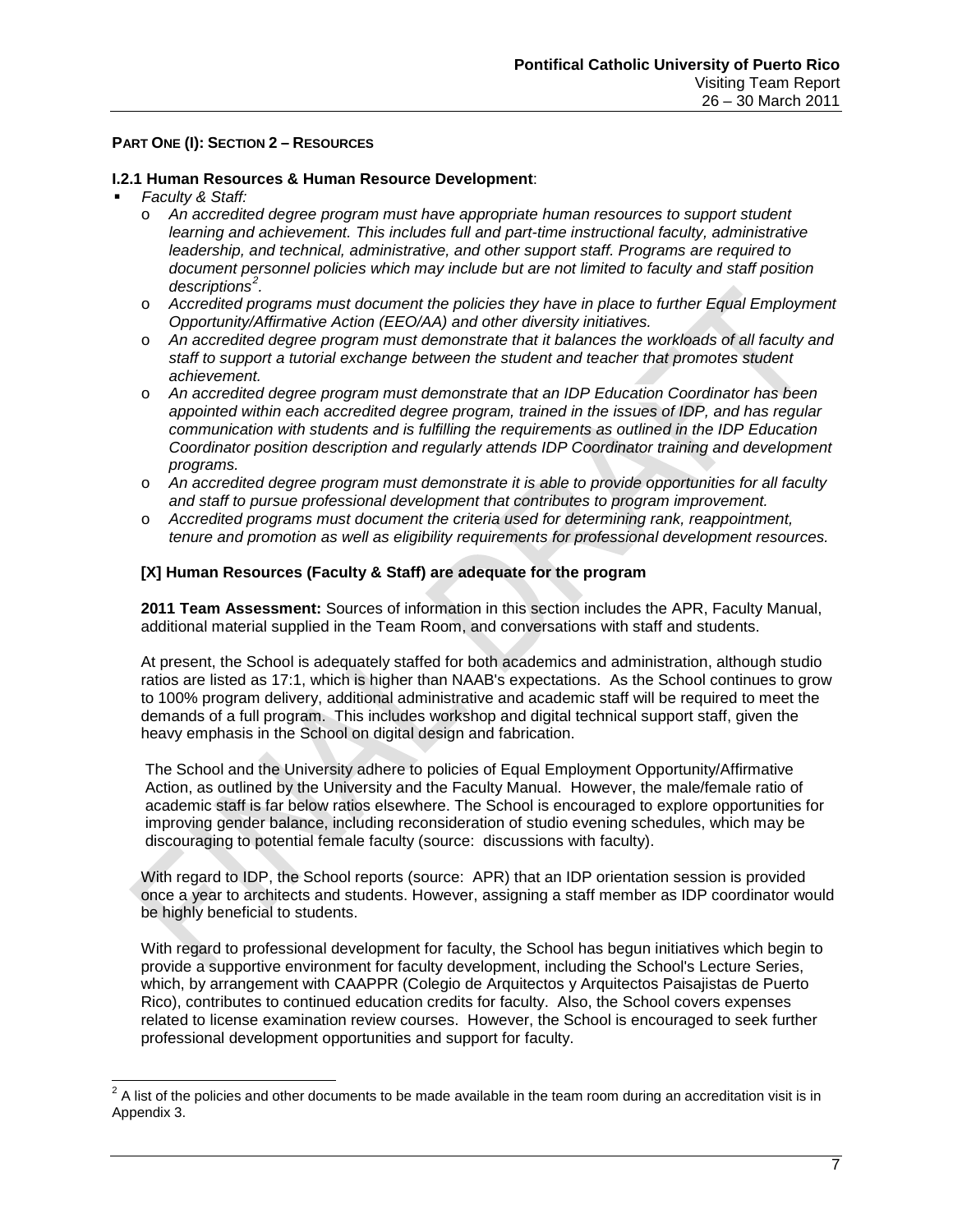**PART ONE (I): SECTION 2 – RESOURCES**

**I.2.1 Human Resources & Human Resource Development**:

- *Faculty & Staff:*
  - *An accredited degree program must have appropriate human resources to support student learning and achievement. This includes full and part-time instructional faculty, administrative leadership, and technical, administrative, and other support staff. Programs are required to document personnel policies which may include but are not limited to faculty and staff position descriptions[2].*
  - *Accredited programs must document the policies they have in place to further Equal Employment Opportunity/Affirmative Action (EEO/AA) and other diversity initiatives.*
  - *An accredited degree program must demonstrate that it balances the workloads of all faculty and staff to support a tutorial exchange between the student and teacher that promotes student achievement.*
  - *An accredited degree program must demonstrate that an IDP Education Coordinator has been appointed within each accredited degree program, trained in the issues of IDP, and has regular communication with students and is fulfilling the requirements as outlined in the IDP Education Coordinator position description and regularly attends IDP Coordinator training and development programs.*
  - *An accredited degree program must demonstrate it is able to provide opportunities for all faculty and staff to pursue professional development that contributes to program improvement.*
  - *Accredited programs must document the criteria used for determining rank, reappointment, tenure and promotion as well as eligibility requirements for professional development resources.*

**[X] Human Resources (Faculty & Staff) are adequate for the program**

**2011 Team Assessment:** Sources of information in this section includes the APR, Faculty Manual, additional material supplied in the Team Room, and conversations with staff and students.

At present, the School is adequately staffed for both academics and administration, although studio ratios are listed as 17:1, which is higher than NAAB's expectations. As the School continues to grow to 100% program delivery, additional administrative and academic staff will be required to meet the demands of a full program. This includes workshop and digital technical support staff, given the heavy emphasis in the School on digital design and fabrication.

The School and the University adhere to policies of Equal Employment Opportunity/Affirmative Action, as outlined by the University and the Faculty Manual. However, the male/female ratio of academic staff is far below ratios elsewhere. The School is encouraged to explore opportunities for improving gender balance, including reconsideration of studio evening schedules, which may be discouraging to potential female faculty (source: discussions with faculty).

With regard to IDP, the School reports (source: APR) that an IDP orientation session is provided once a year to architects and students. However, assigning a staff member as IDP coordinator would be highly beneficial to students.

With regard to professional development for faculty, the School has begun initiatives which begin to provide a supportive environment for faculty development, including the School's Lecture Series, which, by arrangement with CAAPPR (Colegio de Arquitectos y Arquitectos Paisajistas de Puerto Rico), contributes to continued education credits for faculty. Also, the School covers expenses related to license examination review courses. However, the School is encouraged to seek further professional development opportunities and support for faculty.

[2] A list of the policies and other documents to be made available in the team room during an accreditation visit is in Appendix 3.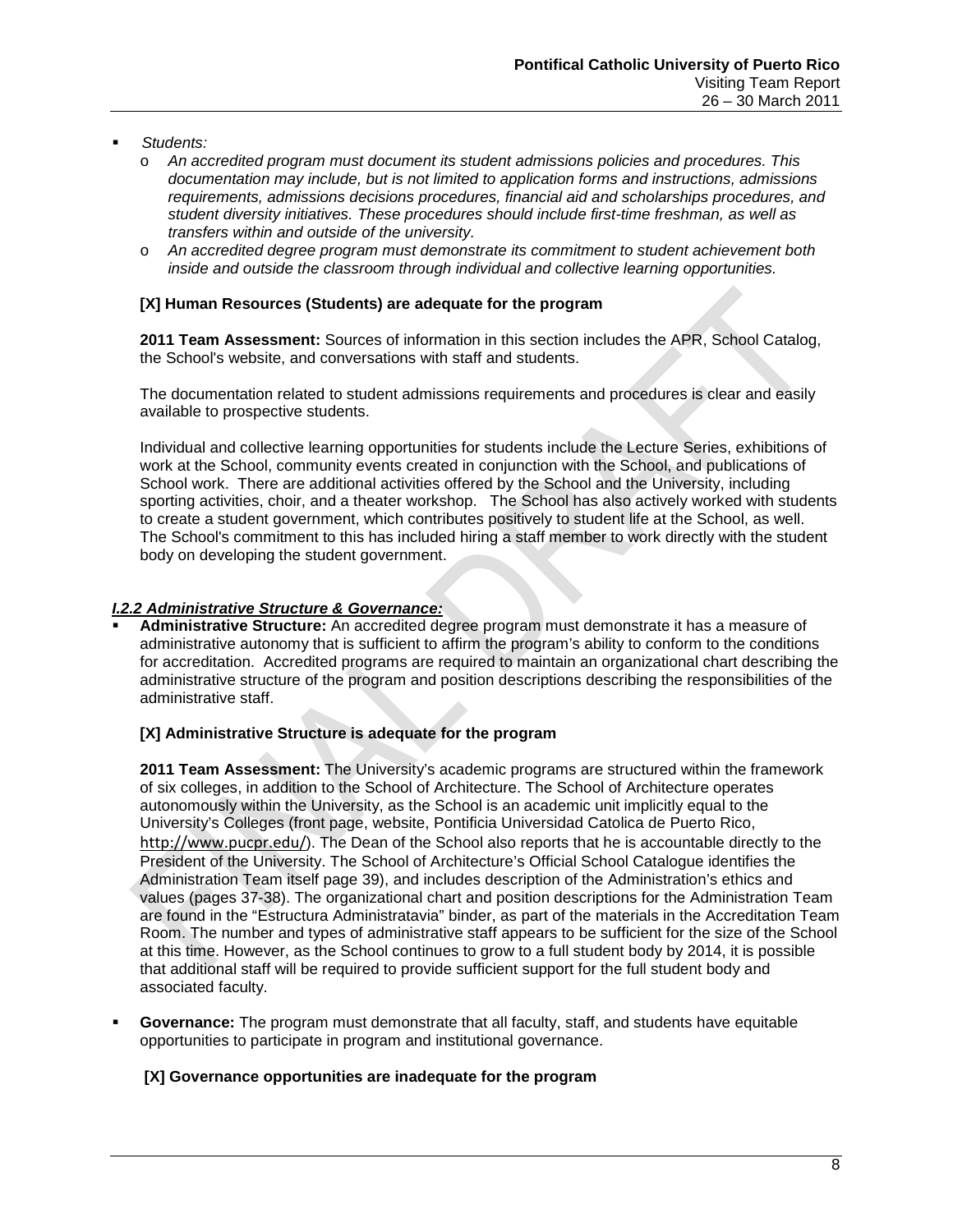- *Students:*
  - *An accredited program must document its student admissions policies and procedures. This documentation may include, but is not limited to application forms and instructions, admissions requirements, admissions decisions procedures, financial aid and scholarships procedures, and student diversity initiatives. These procedures should include first-time freshman, as well as transfers within and outside of the university.*
  - *An accredited degree program must demonstrate its commitment to student achievement both inside and outside the classroom through individual and collective learning opportunities.*

  **[X] Human Resources (Students) are adequate for the program**

  **2011 Team Assessment:** Sources of information in this section includes the APR, School Catalog, the School's website, and conversations with staff and students.

  The documentation related to student admissions requirements and procedures is clear and easily available to prospective students.

  Individual and collective learning opportunities for students include the Lecture Series, exhibitions of work at the School, community events created in conjunction with the School, and publications of School work. There are additional activities offered by the School and the University, including sporting activities, choir, and a theater workshop. The School has also actively worked with students to create a student government, which contributes positively to student life at the School, as well. The School's commitment to this has included hiring a staff member to work directly with the student body on developing the student government.

***I.2.2 Administrative Structure & Governance:***

- **Administrative Structure:** An accredited degree program must demonstrate it has a measure of administrative autonomy that is sufficient to affirm the program's ability to conform to the conditions for accreditation. Accredited programs are required to maintain an organizational chart describing the administrative structure of the program and position descriptions describing the responsibilities of the administrative staff.

  **[X] Administrative Structure is adequate for the program**

  **2011 Team Assessment:** The University's academic programs are structured within the framework of six colleges, in addition to the School of Architecture. The School of Architecture operates autonomously within the University, as the School is an academic unit implicitly equal to the University's Colleges (front page, website, Pontificia Universidad Catolica de Puerto Rico, http://www.pucpr.edu/). The Dean of the School also reports that he is accountable directly to the President of the University. The School of Architecture's Official School Catalogue identifies the Administration Team itself page 39), and includes description of the Administration's ethics and values (pages 37-38). The organizational chart and position descriptions for the Administration Team are found in the "Estructura Administratavia" binder, as part of the materials in the Accreditation Team Room. The number and types of administrative staff appears to be sufficient for the size of the School at this time. However, as the School continues to grow to a full student body by 2014, it is possible that additional staff will be required to provide sufficient support for the full student body and associated faculty.

- **Governance:** The program must demonstrate that all faculty, staff, and students have equitable opportunities to participate in program and institutional governance.

  **[X] Governance opportunities are inadequate for the program**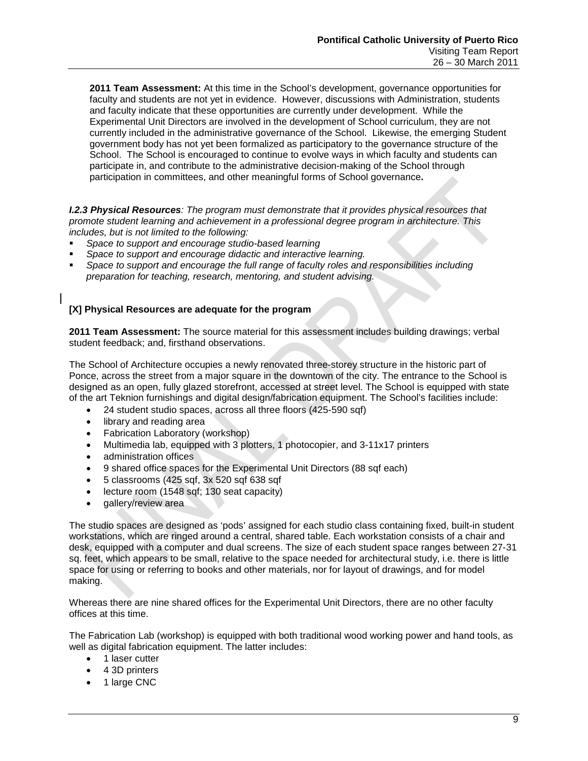**2011 Team Assessment:** At this time in the School's development, governance opportunities for faculty and students are not yet in evidence. However, discussions with Administration, students and faculty indicate that these opportunities are currently under development. While the Experimental Unit Directors are involved in the development of School curriculum, they are not currently included in the administrative governance of the School. Likewise, the emerging Student government body has not yet been formalized as participatory to the governance structure of the School. The School is encouraged to continue to evolve ways in which faculty and students can participate in, and contribute to the administrative decision-making of the School through participation in committees, and other meaningful forms of School governance**.**

***I.2.3 Physical Resources****: The program must demonstrate that it provides physical resources that promote student learning and achievement in a professional degree program in architecture. This includes, but is not limited to the following:*

- *Space to support and encourage studio-based learning*
- *Space to support and encourage didactic and interactive learning.*
- *Space to support and encourage the full range of faculty roles and responsibilities including preparation for teaching, research, mentoring, and student advising.*

**[X] Physical Resources are adequate for the program**

**2011 Team Assessment:** The source material for this assessment includes building drawings; verbal student feedback; and, firsthand observations.

The School of Architecture occupies a newly renovated three-storey structure in the historic part of Ponce, across the street from a major square in the downtown of the city. The entrance to the School is designed as an open, fully glazed storefront, accessed at street level. The School is equipped with state of the art Teknion furnishings and digital design/fabrication equipment. The School's facilities include:

- 24 student studio spaces, across all three floors (425-590 sqf)
- library and reading area
- Fabrication Laboratory (workshop)
- Multimedia lab, equipped with 3 plotters, 1 photocopier, and 3-11x17 printers
- administration offices
- 9 shared office spaces for the Experimental Unit Directors (88 sqf each)
- 5 classrooms (425 sqf, 3x 520 sqf 638 sqf
- lecture room (1548 sqf; 130 seat capacity)
- gallery/review area

The studio spaces are designed as 'pods' assigned for each studio class containing fixed, built-in student workstations, which are ringed around a central, shared table. Each workstation consists of a chair and desk, equipped with a computer and dual screens. The size of each student space ranges between 27-31 sq. feet, which appears to be small, relative to the space needed for architectural study, i.e. there is little space for using or referring to books and other materials, nor for layout of drawings, and for model making.

Whereas there are nine shared offices for the Experimental Unit Directors, there are no other faculty offices at this time.

The Fabrication Lab (workshop) is equipped with both traditional wood working power and hand tools, as well as digital fabrication equipment. The latter includes:

- 1 laser cutter
- 4 3D printers
- 1 large CNC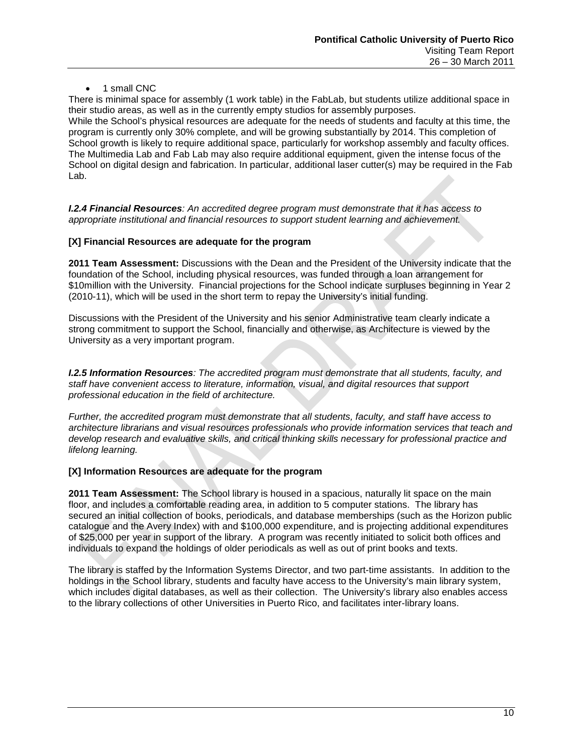- 1 small CNC

There is minimal space for assembly (1 work table) in the FabLab, but students utilize additional space in their studio areas, as well as in the currently empty studios for assembly purposes.
While the School's physical resources are adequate for the needs of students and faculty at this time, the program is currently only 30% complete, and will be growing substantially by 2014. This completion of School growth is likely to require additional space, particularly for workshop assembly and faculty offices. The Multimedia Lab and Fab Lab may also require additional equipment, given the intense focus of the School on digital design and fabrication. In particular, additional laser cutter(s) may be required in the Fab Lab.

***I.2.4 Financial Resources****: An accredited degree program must demonstrate that it has access to appropriate institutional and financial resources to support student learning and achievement.*

**[X] Financial Resources are adequate for the program**

**2011 Team Assessment:** Discussions with the Dean and the President of the University indicate that the foundation of the School, including physical resources, was funded through a loan arrangement for $10million with the University. Financial projections for the School indicate surpluses beginning in Year 2 (2010-11), which will be used in the short term to repay the University's initial funding.

Discussions with the President of the University and his senior Administrative team clearly indicate a strong commitment to support the School, financially and otherwise, as Architecture is viewed by the University as a very important program.

***I.2.5 Information Resources****: The accredited program must demonstrate that all students, faculty, and staff have convenient access to literature, information, visual, and digital resources that support professional education in the field of architecture.*

*Further, the accredited program must demonstrate that all students, faculty, and staff have access to architecture librarians and visual resources professionals who provide information services that teach and develop research and evaluative skills, and critical thinking skills necessary for professional practice and lifelong learning.*

**[X] Information Resources are adequate for the program**

**2011 Team Assessment:** The School library is housed in a spacious, naturally lit space on the main floor, and includes a comfortable reading area, in addition to 5 computer stations. The library has secured an initial collection of books, periodicals, and database memberships (such as the Horizon public catalogue and the Avery Index) with and $100,000 expenditure, and is projecting additional expenditures of $25,000 per year in support of the library. A program was recently initiated to solicit both offices and individuals to expand the holdings of older periodicals as well as out of print books and texts.

The library is staffed by the Information Systems Director, and two part-time assistants. In addition to the holdings in the School library, students and faculty have access to the University's main library system, which includes digital databases, as well as their collection. The University's library also enables access to the library collections of other Universities in Puerto Rico, and facilitates inter-library loans.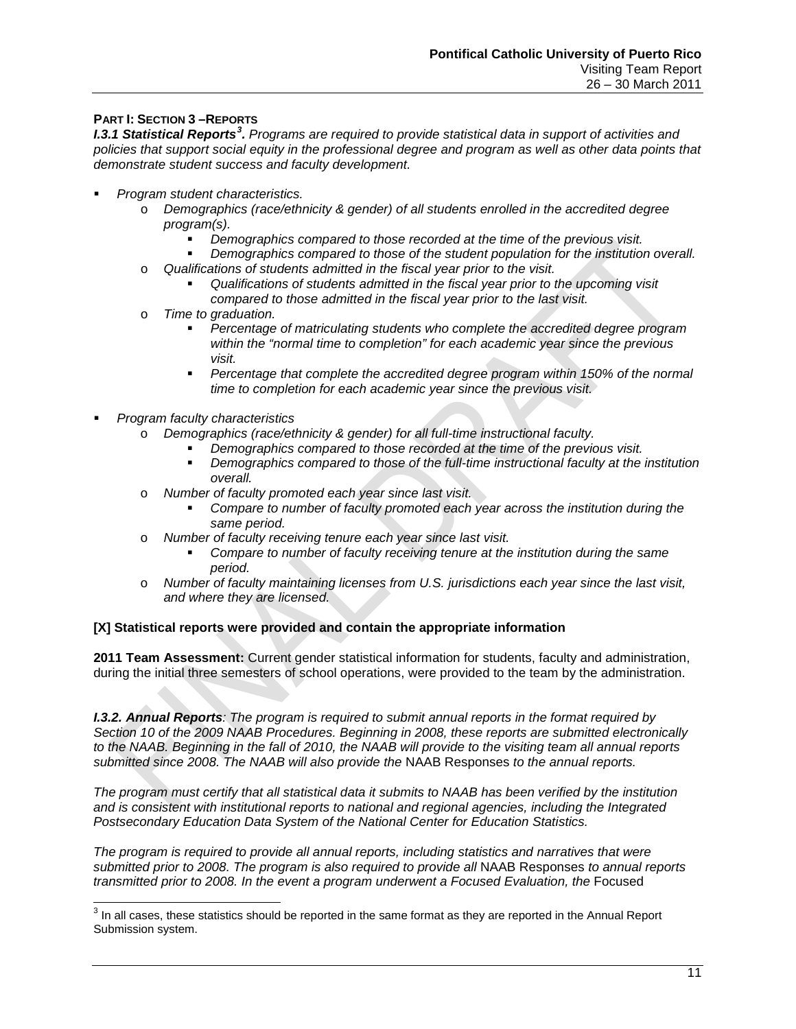**PART I: SECTION 3 –REPORTS**

***I.3.1 Statistical Reports*[3]*.*** *Programs are required to provide statistical data in support of activities and policies that support social equity in the professional degree and program as well as other data points that demonstrate student success and faculty development.*

- *Program student characteristics.*
  - *Demographics (race/ethnicity & gender) of all students enrolled in the accredited degree program(s).*
    - *Demographics compared to those recorded at the time of the previous visit.*
    - *Demographics compared to those of the student population for the institution overall.*
  - *Qualifications of students admitted in the fiscal year prior to the visit.*
    - *Qualifications of students admitted in the fiscal year prior to the upcoming visit compared to those admitted in the fiscal year prior to the last visit.*
  - *Time to graduation.*
    - *Percentage of matriculating students who complete the accredited degree program within the "normal time to completion" for each academic year since the previous visit.*
    - *Percentage that complete the accredited degree program within 150% of the normal time to completion for each academic year since the previous visit.*
- *Program faculty characteristics*
  - *Demographics (race/ethnicity & gender) for all full-time instructional faculty.*
    - *Demographics compared to those recorded at the time of the previous visit.*
    - *Demographics compared to those of the full-time instructional faculty at the institution overall.*
  - *Number of faculty promoted each year since last visit.*
    - *Compare to number of faculty promoted each year across the institution during the same period.*
  - *Number of faculty receiving tenure each year since last visit.*
    - *Compare to number of faculty receiving tenure at the institution during the same period.*
  - *Number of faculty maintaining licenses from U.S. jurisdictions each year since the last visit, and where they are licensed.*

**[X] Statistical reports were provided and contain the appropriate information**

**2011 Team Assessment:** Current gender statistical information for students, faculty and administration, during the initial three semesters of school operations, were provided to the team by the administration.

***I.3.2. Annual Reports****: The program is required to submit annual reports in the format required by Section 10 of the 2009 NAAB Procedures. Beginning in 2008, these reports are submitted electronically to the NAAB. Beginning in the fall of 2010, the NAAB will provide to the visiting team all annual reports submitted since 2008. The NAAB will also provide the* NAAB Responses *to the annual reports.*

*The program must certify that all statistical data it submits to NAAB has been verified by the institution and is consistent with institutional reports to national and regional agencies, including the Integrated Postsecondary Education Data System of the National Center for Education Statistics.*

*The program is required to provide all annual reports, including statistics and narratives that were submitted prior to 2008. The program is also required to provide all* NAAB Responses *to annual reports transmitted prior to 2008. In the event a program underwent a Focused Evaluation, the* Focused

[3] In all cases, these statistics should be reported in the same format as they are reported in the Annual Report Submission system.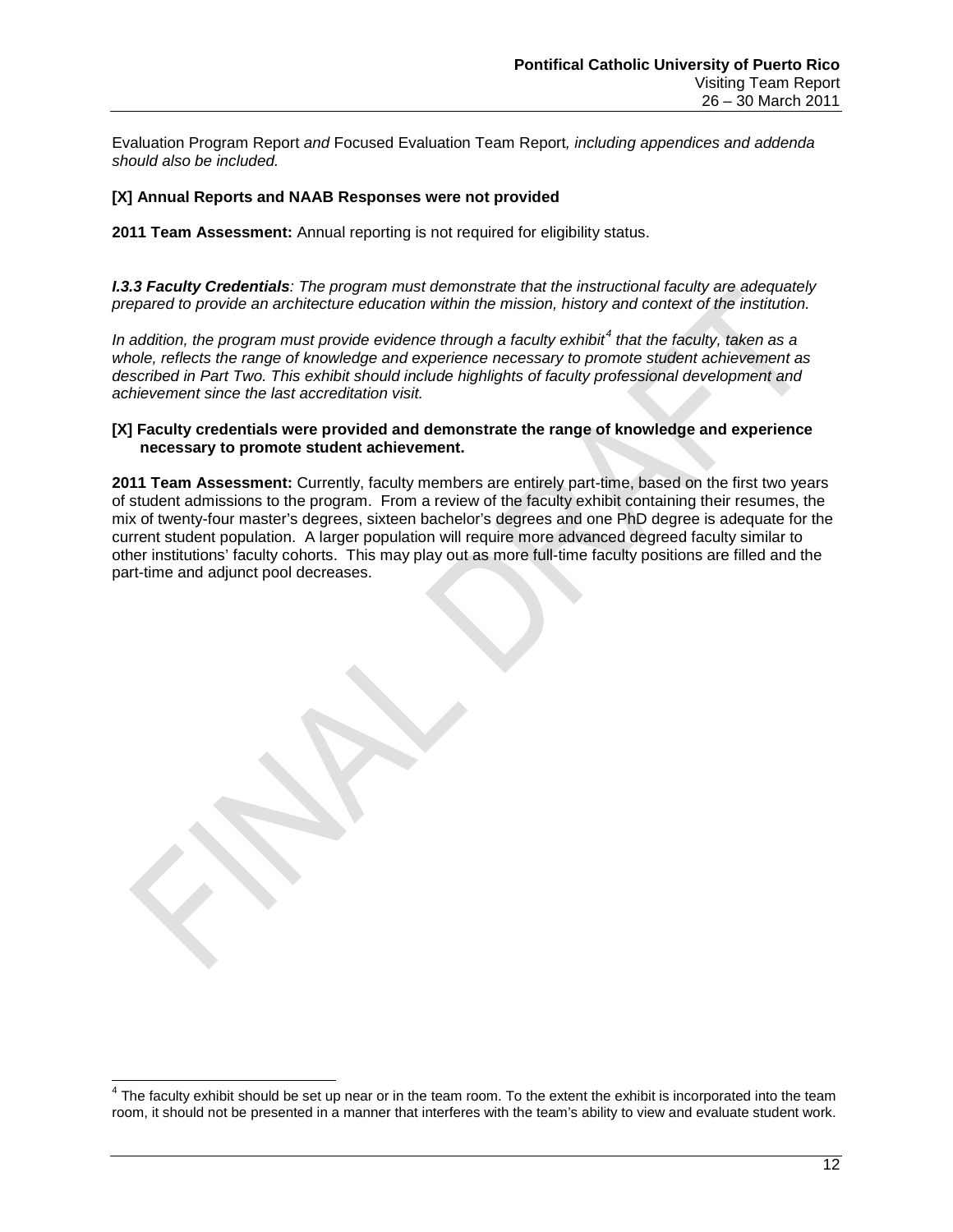Evaluation Program Report *and* Focused Evaluation Team Report*, including appendices and addenda should also be included.*

**[X] Annual Reports and NAAB Responses were not provided**

**2011 Team Assessment:** Annual reporting is not required for eligibility status.

***I.3.3 Faculty Credentials****: The program must demonstrate that the instructional faculty are adequately prepared to provide an architecture education within the mission, history and context of the institution.*

*In addition, the program must provide evidence through a faculty exhibit[4] that the faculty, taken as a whole, reflects the range of knowledge and experience necessary to promote student achievement as described in Part Two. This exhibit should include highlights of faculty professional development and achievement since the last accreditation visit.*

**[X] Faculty credentials were provided and demonstrate the range of knowledge and experience necessary to promote student achievement.**

**2011 Team Assessment:** Currently, faculty members are entirely part-time, based on the first two years of student admissions to the program. From a review of the faculty exhibit containing their resumes, the mix of twenty-four master's degrees, sixteen bachelor's degrees and one PhD degree is adequate for the current student population. A larger population will require more advanced degreed faculty similar to other institutions' faculty cohorts. This may play out as more full-time faculty positions are filled and the part-time and adjunct pool decreases.

[4] The faculty exhibit should be set up near or in the team room. To the extent the exhibit is incorporated into the team room, it should not be presented in a manner that interferes with the team's ability to view and evaluate student work.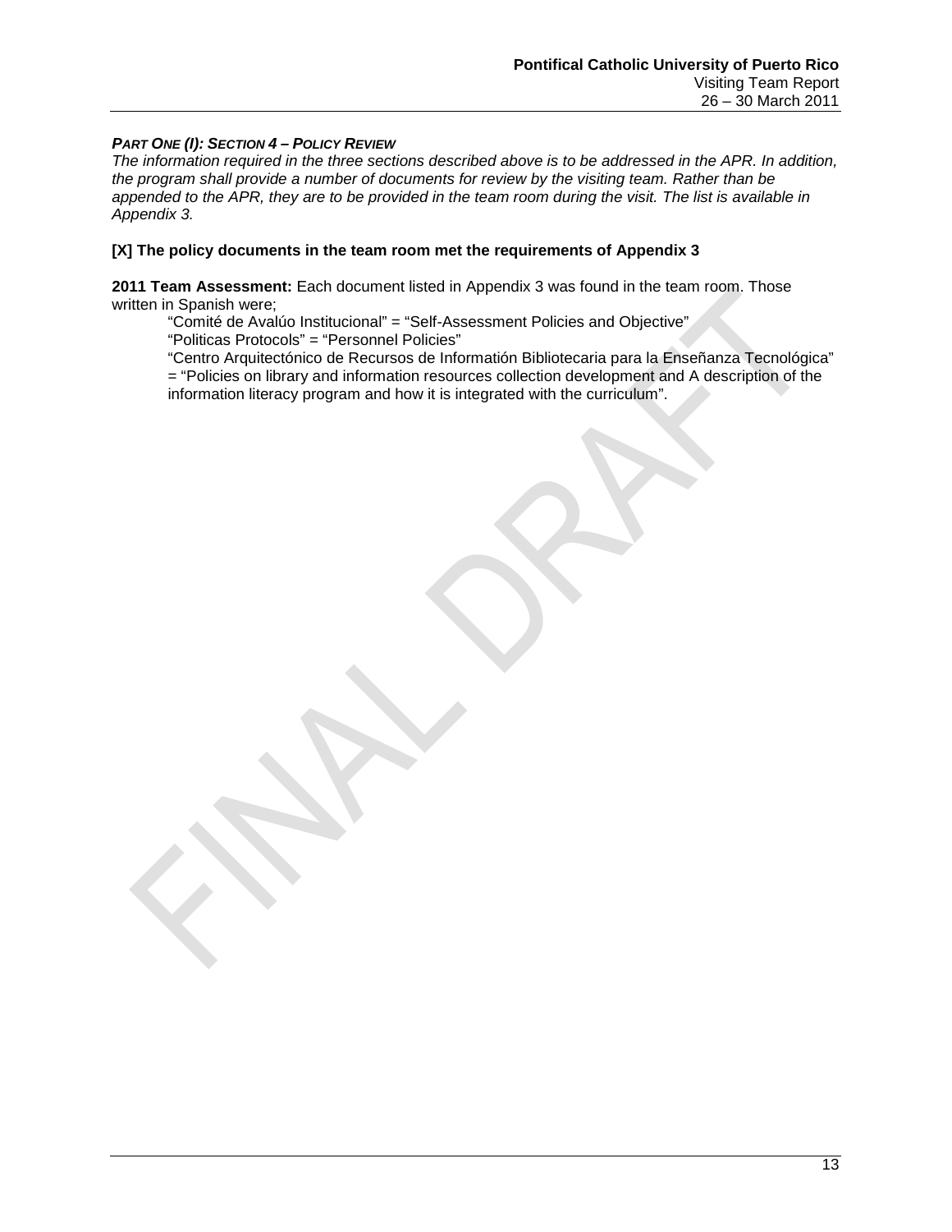***Part One (I): Section 4 – Policy Review***

*The information required in the three sections described above is to be addressed in the APR. In addition, the program shall provide a number of documents for review by the visiting team. Rather than be appended to the APR, they are to be provided in the team room during the visit. The list is available in Appendix 3.*

**[X] The policy documents in the team room met the requirements of Appendix 3**

**2011 Team Assessment:** Each document listed in Appendix 3 was found in the team room. Those written in Spanish were;

> "Comité de Avalúo Institucional" = "Self-Assessment Policies and Objective"
> "Politicas Protocols" = "Personnel Policies"
> "Centro Arquitectónico de Recursos de Informatión Bibliotecaria para la Enseñanza Tecnológica" = "Policies on library and information resources collection development and A description of the information literacy program and how it is integrated with the curriculum".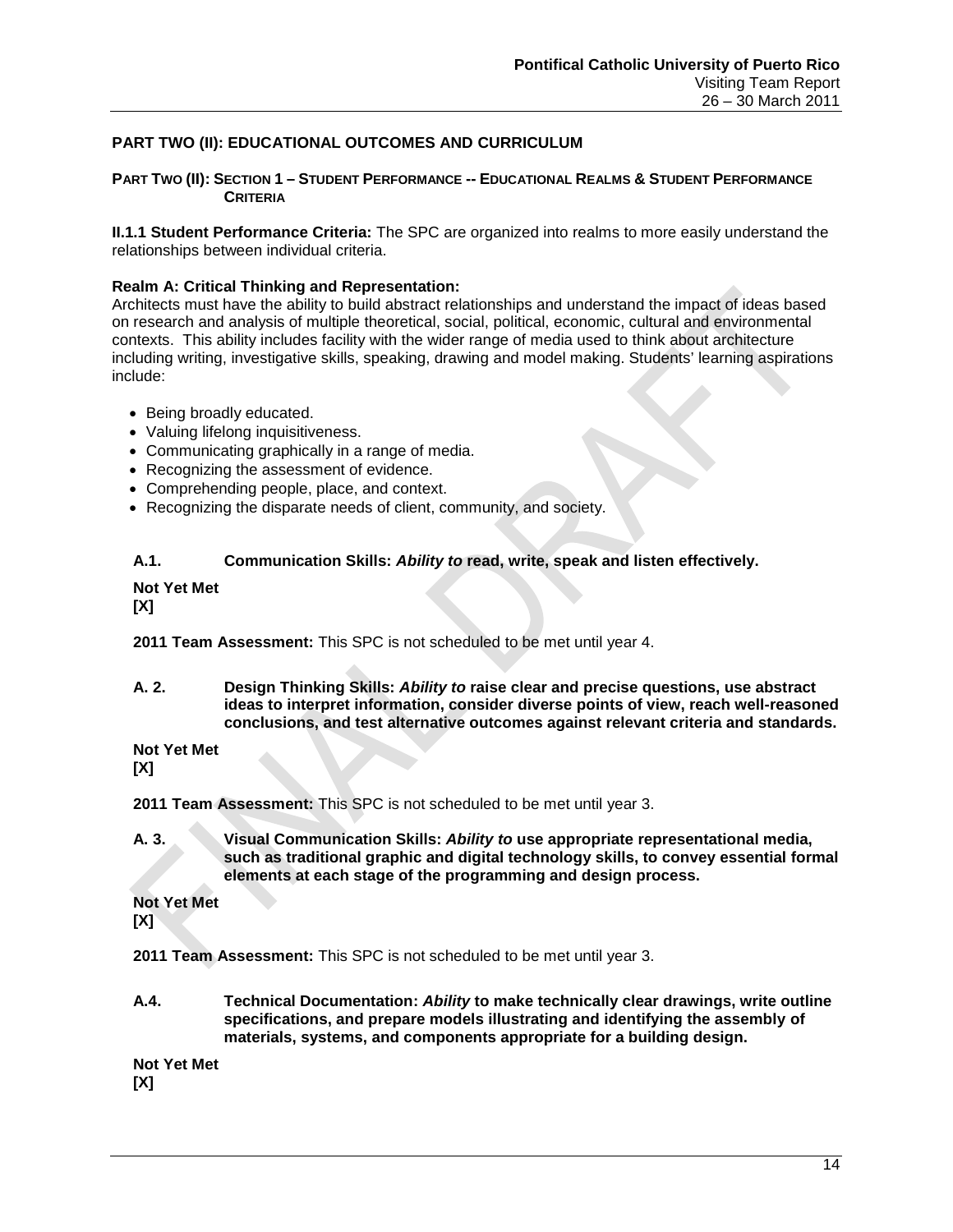## PART TWO (II): EDUCATIONAL OUTCOMES AND CURRICULUM

### PART TWO (II): SECTION 1 – STUDENT PERFORMANCE -- EDUCATIONAL REALMS & STUDENT PERFORMANCE CRITERIA

**II.1.1 Student Performance Criteria:** The SPC are organized into realms to more easily understand the relationships between individual criteria.

**Realm A: Critical Thinking and Representation:**
Architects must have the ability to build abstract relationships and understand the impact of ideas based on research and analysis of multiple theoretical, social, political, economic, cultural and environmental contexts. This ability includes facility with the wider range of media used to think about architecture including writing, investigative skills, speaking, drawing and model making. Students' learning aspirations include:

- Being broadly educated.
- Valuing lifelong inquisitiveness.
- Communicating graphically in a range of media.
- Recognizing the assessment of evidence.
- Comprehending people, place, and context.
- Recognizing the disparate needs of client, community, and society.

**A.1. Communication Skills: *Ability to* read, write, speak and listen effectively.**

**Not Yet Met**
**[X]**

**2011 Team Assessment:** This SPC is not scheduled to be met until year 4.

**A. 2. Design Thinking Skills: *Ability to* raise clear and precise questions, use abstract ideas to interpret information, consider diverse points of view, reach well-reasoned conclusions, and test alternative outcomes against relevant criteria and standards.**

**Not Yet Met**
**[X]**

**2011 Team Assessment:** This SPC is not scheduled to be met until year 3.

**A. 3. Visual Communication Skills: *Ability to* use appropriate representational media, such as traditional graphic and digital technology skills, to convey essential formal elements at each stage of the programming and design process.**

**Not Yet Met**
**[X]**

**2011 Team Assessment:** This SPC is not scheduled to be met until year 3.

**A.4. Technical Documentation: *Ability* to make technically clear drawings, write outline specifications, and prepare models illustrating and identifying the assembly of materials, systems, and components appropriate for a building design.**

**Not Yet Met**
**[X]**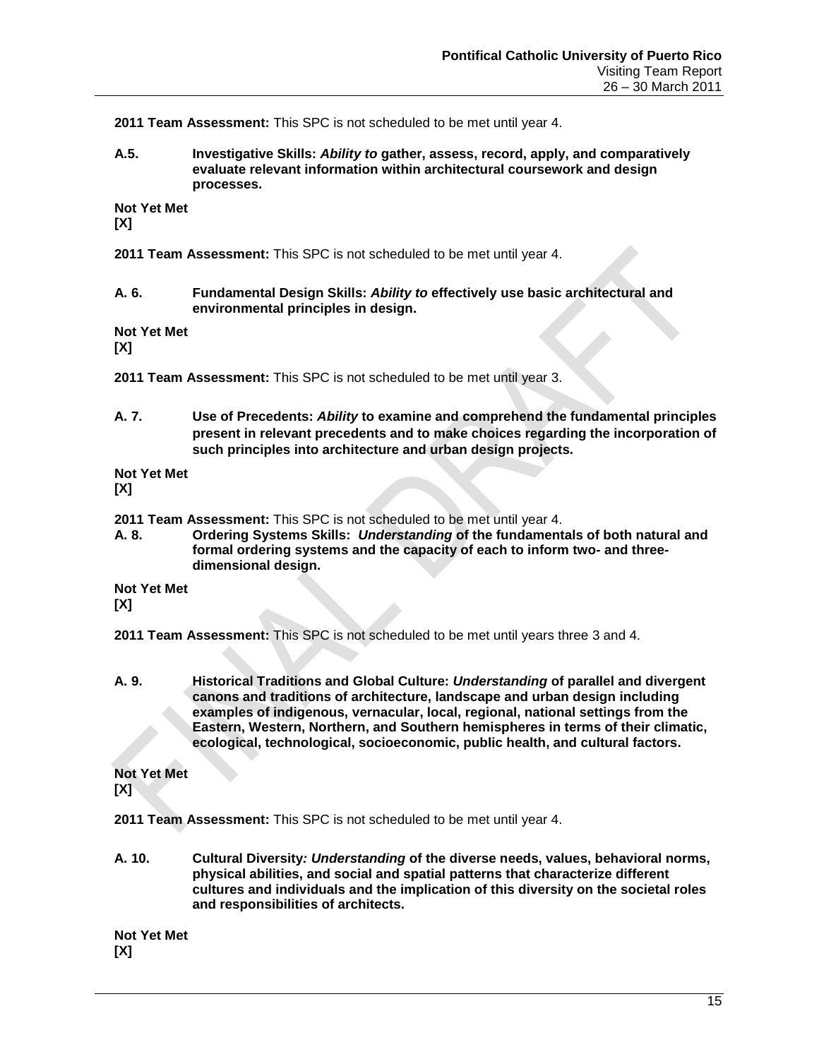**2011 Team Assessment:** This SPC is not scheduled to be met until year 4.

**A.5. Investigative Skills: *Ability to* gather, assess, record, apply, and comparatively evaluate relevant information within architectural coursework and design processes.**

**Not Yet Met**
**[X]**

**2011 Team Assessment:** This SPC is not scheduled to be met until year 4.

**A. 6. Fundamental Design Skills: *Ability to* effectively use basic architectural and environmental principles in design.**

**Not Yet Met**
**[X]**

**2011 Team Assessment:** This SPC is not scheduled to be met until year 3.

**A. 7. Use of Precedents: *Ability* to examine and comprehend the fundamental principles present in relevant precedents and to make choices regarding the incorporation of such principles into architecture and urban design projects.**

**Not Yet Met**
**[X]**

**2011 Team Assessment:** This SPC is not scheduled to be met until year 4.

**A. 8. Ordering Systems Skills: *Understanding* of the fundamentals of both natural and formal ordering systems and the capacity of each to inform two- and three-dimensional design.**

**Not Yet Met**
**[X]**

**2011 Team Assessment:** This SPC is not scheduled to be met until years three 3 and 4.

**A. 9. Historical Traditions and Global Culture: *Understanding* of parallel and divergent canons and traditions of architecture, landscape and urban design including examples of indigenous, vernacular, local, regional, national settings from the Eastern, Western, Northern, and Southern hemispheres in terms of their climatic, ecological, technological, socioeconomic, public health, and cultural factors.**

**Not Yet Met**
**[X]**

**2011 Team Assessment:** This SPC is not scheduled to be met until year 4.

**A. 10. Cultural Diversity*: Understanding* of the diverse needs, values, behavioral norms, physical abilities, and social and spatial patterns that characterize different cultures and individuals and the implication of this diversity on the societal roles and responsibilities of architects.**

**Not Yet Met**
**[X]**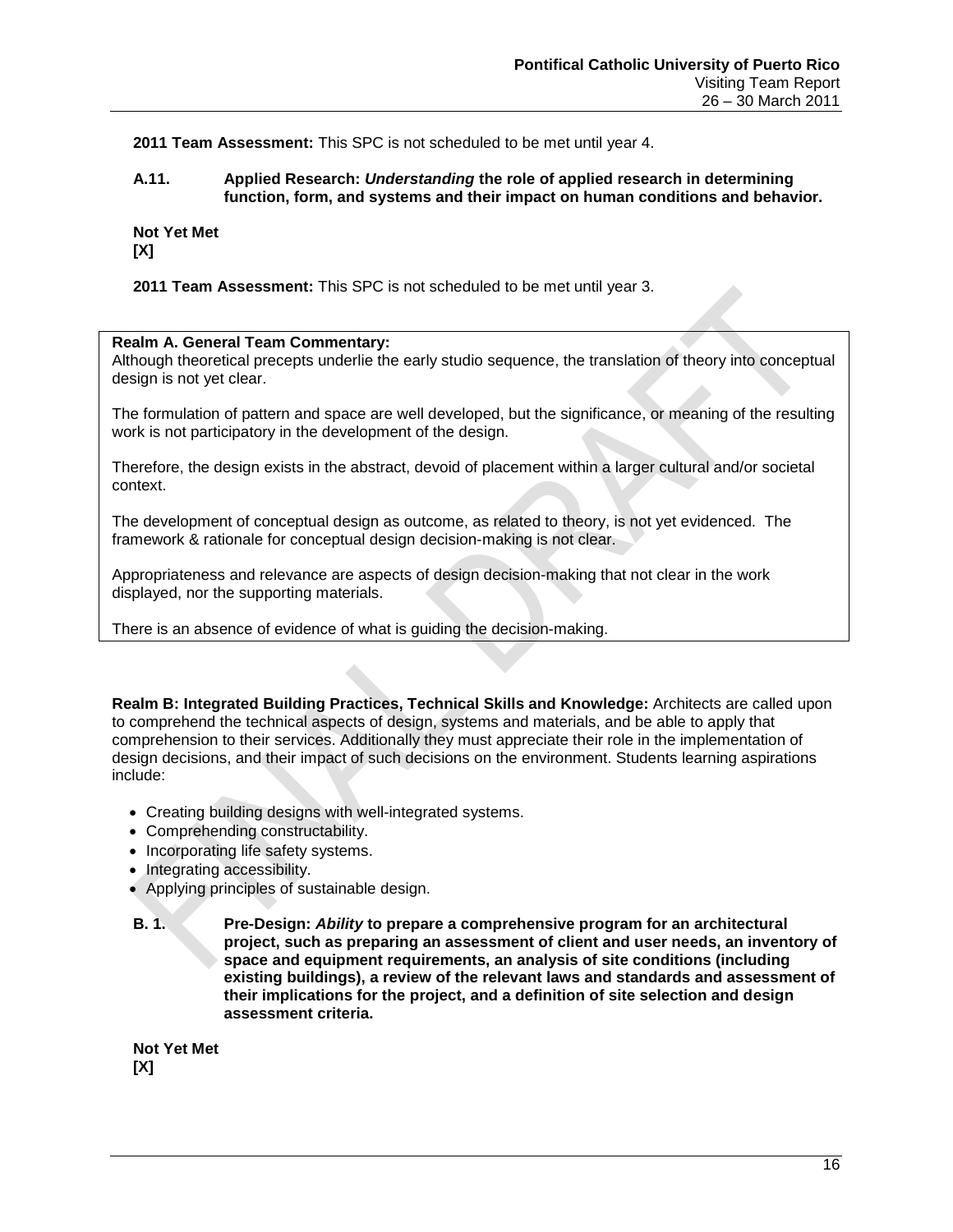**2011 Team Assessment:** This SPC is not scheduled to be met until year 4.

**A.11. Applied Research: *Understanding* the role of applied research in determining function, form, and systems and their impact on human conditions and behavior.**

**Not Yet Met**
**[X]**

**2011 Team Assessment:** This SPC is not scheduled to be met until year 3.

**Realm A. General Team Commentary:**
Although theoretical precepts underlie the early studio sequence, the translation of theory into conceptual design is not yet clear.

The formulation of pattern and space are well developed, but the significance, or meaning of the resulting work is not participatory in the development of the design.

Therefore, the design exists in the abstract, devoid of placement within a larger cultural and/or societal context.

The development of conceptual design as outcome, as related to theory, is not yet evidenced. The framework & rationale for conceptual design decision-making is not clear.

Appropriateness and relevance are aspects of design decision-making that not clear in the work displayed, nor the supporting materials.

There is an absence of evidence of what is guiding the decision-making.

**Realm B: Integrated Building Practices, Technical Skills and Knowledge:** Architects are called upon to comprehend the technical aspects of design, systems and materials, and be able to apply that comprehension to their services. Additionally they must appreciate their role in the implementation of design decisions, and their impact of such decisions on the environment. Students learning aspirations include:

- Creating building designs with well-integrated systems.
- Comprehending constructability.
- Incorporating life safety systems.
- Integrating accessibility.
- Applying principles of sustainable design.

**B. 1. Pre-Design: *Ability* to prepare a comprehensive program for an architectural project, such as preparing an assessment of client and user needs, an inventory of space and equipment requirements, an analysis of site conditions (including existing buildings), a review of the relevant laws and standards and assessment of their implications for the project, and a definition of site selection and design assessment criteria.**

**Not Yet Met**
**[X]**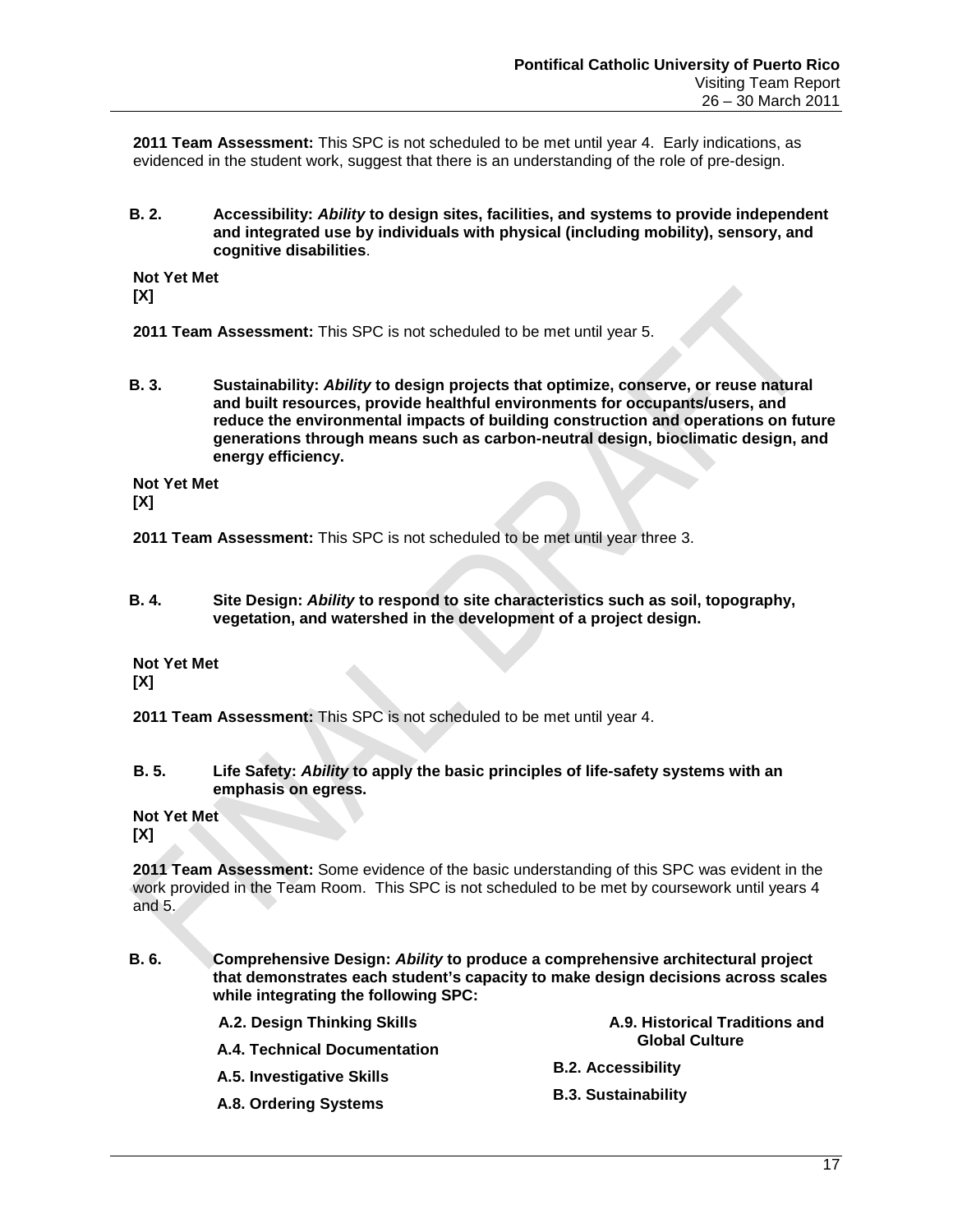**2011 Team Assessment:** This SPC is not scheduled to be met until year 4. Early indications, as evidenced in the student work, suggest that there is an understanding of the role of pre-design.

**B. 2. Accessibility: *Ability* to design sites, facilities, and systems to provide independent and integrated use by individuals with physical (including mobility), sensory, and cognitive disabilities**.

**Not Yet Met**
**[X]**

**2011 Team Assessment:** This SPC is not scheduled to be met until year 5.

**B. 3. Sustainability: *Ability* to design projects that optimize, conserve, or reuse natural and built resources, provide healthful environments for occupants/users, and reduce the environmental impacts of building construction and operations on future generations through means such as carbon-neutral design, bioclimatic design, and energy efficiency.**

**Not Yet Met**
**[X]**

**2011 Team Assessment:** This SPC is not scheduled to be met until year three 3.

**B. 4. Site Design: *Ability* to respond to site characteristics such as soil, topography, vegetation, and watershed in the development of a project design.**

**Not Yet Met**
**[X]**

**2011 Team Assessment:** This SPC is not scheduled to be met until year 4.

**B. 5. Life Safety: *Ability* to apply the basic principles of life-safety systems with an emphasis on egress.**

**Not Yet Met**
**[X]**

**2011 Team Assessment:** Some evidence of the basic understanding of this SPC was evident in the work provided in the Team Room. This SPC is not scheduled to be met by coursework until years 4 and 5.

**B. 6. Comprehensive Design: *Ability* to produce a comprehensive architectural project that demonstrates each student's capacity to make design decisions across scales while integrating the following SPC:**

- **A.2. Design Thinking Skills**
- **A.4. Technical Documentation**
- **A.5. Investigative Skills**
- **A.8. Ordering Systems**
- **A.9. Historical Traditions and Global Culture**
- **B.2. Accessibility**
- **B.3. Sustainability**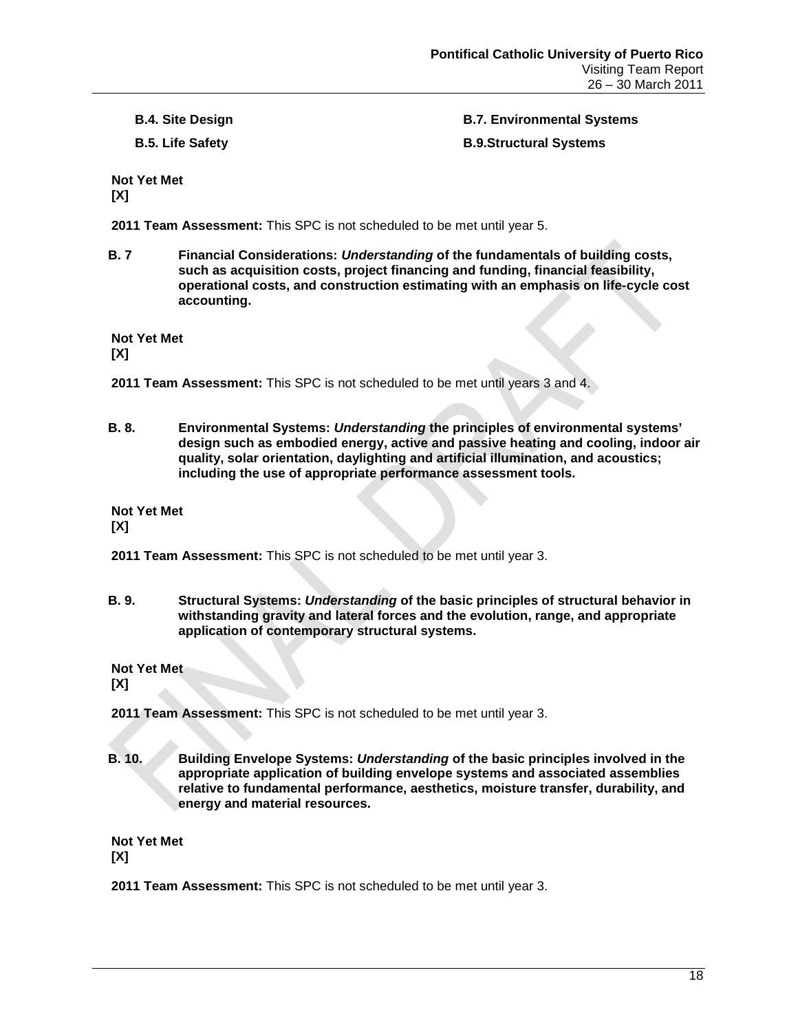**B.4. Site Design** **B.7. Environmental Systems**

**B.5. Life Safety** **B.9.Structural Systems**

**Not Yet Met**
**[X]**

**2011 Team Assessment:** This SPC is not scheduled to be met until year 5.

**B. 7 Financial Considerations: *Understanding* of the fundamentals of building costs, such as acquisition costs, project financing and funding, financial feasibility, operational costs, and construction estimating with an emphasis on life-cycle cost accounting.**

**Not Yet Met**
**[X]**

**2011 Team Assessment:** This SPC is not scheduled to be met until years 3 and 4.

**B. 8. Environmental Systems: *Understanding* the principles of environmental systems' design such as embodied energy, active and passive heating and cooling, indoor air quality, solar orientation, daylighting and artificial illumination, and acoustics; including the use of appropriate performance assessment tools.**

**Not Yet Met**
**[X]**

**2011 Team Assessment:** This SPC is not scheduled to be met until year 3.

**B. 9. Structural Systems: *Understanding* of the basic principles of structural behavior in withstanding gravity and lateral forces and the evolution, range, and appropriate application of contemporary structural systems.**

**Not Yet Met**
**[X]**

**2011 Team Assessment:** This SPC is not scheduled to be met until year 3.

**B. 10. Building Envelope Systems: *Understanding* of the basic principles involved in the appropriate application of building envelope systems and associated assemblies relative to fundamental performance, aesthetics, moisture transfer, durability, and energy and material resources.**

**Not Yet Met**
**[X]**

**2011 Team Assessment:** This SPC is not scheduled to be met until year 3.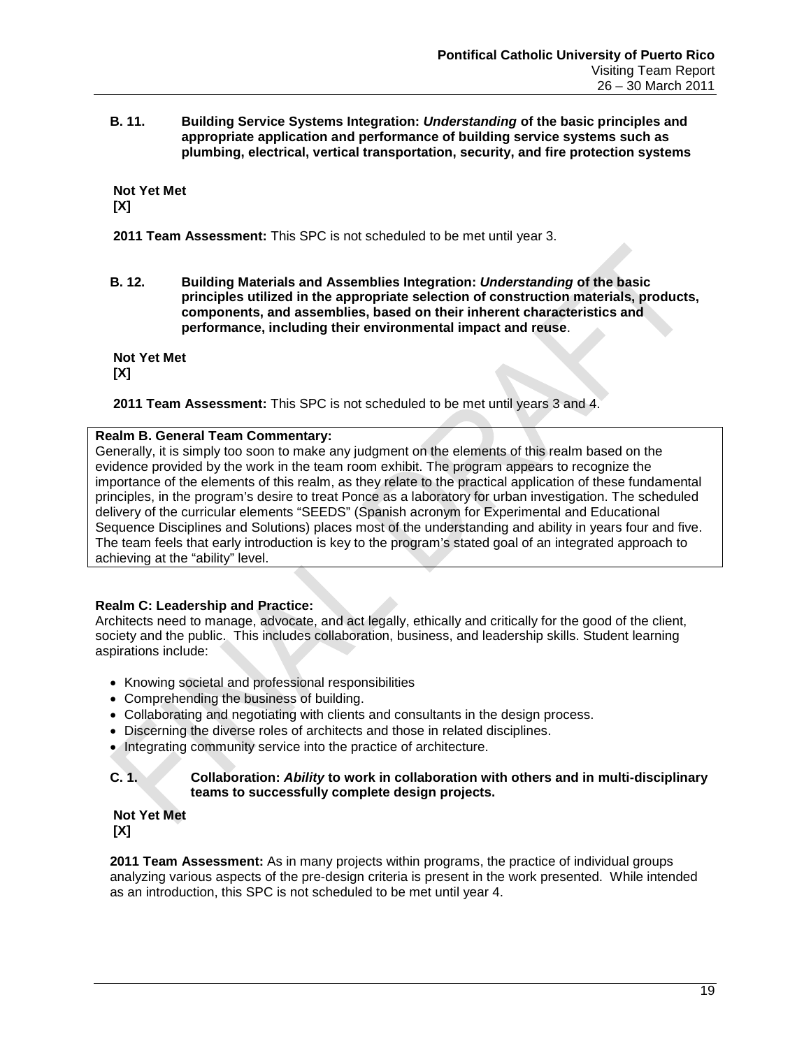**B. 11. Building Service Systems Integration: *Understanding* of the basic principles and appropriate application and performance of building service systems such as plumbing, electrical, vertical transportation, security, and fire protection systems**

**Not Yet Met**
**[X]**

**2011 Team Assessment:** This SPC is not scheduled to be met until year 3.

**B. 12. Building Materials and Assemblies Integration: *Understanding* of the basic principles utilized in the appropriate selection of construction materials, products, components, and assemblies, based on their inherent characteristics and performance, including their environmental impact and reuse**.

**Not Yet Met**
**[X]**

**2011 Team Assessment:** This SPC is not scheduled to be met until years 3 and 4.

**Realm B. General Team Commentary:**
Generally, it is simply too soon to make any judgment on the elements of this realm based on the evidence provided by the work in the team room exhibit. The program appears to recognize the importance of the elements of this realm, as they relate to the practical application of these fundamental principles, in the program's desire to treat Ponce as a laboratory for urban investigation. The scheduled delivery of the curricular elements "SEEDS" (Spanish acronym for Experimental and Educational Sequence Disciplines and Solutions) places most of the understanding and ability in years four and five. The team feels that early introduction is key to the program's stated goal of an integrated approach to achieving at the "ability" level.

**Realm C: Leadership and Practice:**
Architects need to manage, advocate, and act legally, ethically and critically for the good of the client, society and the public. This includes collaboration, business, and leadership skills. Student learning aspirations include:

- Knowing societal and professional responsibilities
- Comprehending the business of building.
- Collaborating and negotiating with clients and consultants in the design process.
- Discerning the diverse roles of architects and those in related disciplines.
- Integrating community service into the practice of architecture.

**C. 1. Collaboration: *Ability* to work in collaboration with others and in multi-disciplinary teams to successfully complete design projects.**

**Not Yet Met**
**[X]**

**2011 Team Assessment:** As in many projects within programs, the practice of individual groups analyzing various aspects of the pre-design criteria is present in the work presented. While intended as an introduction, this SPC is not scheduled to be met until year 4.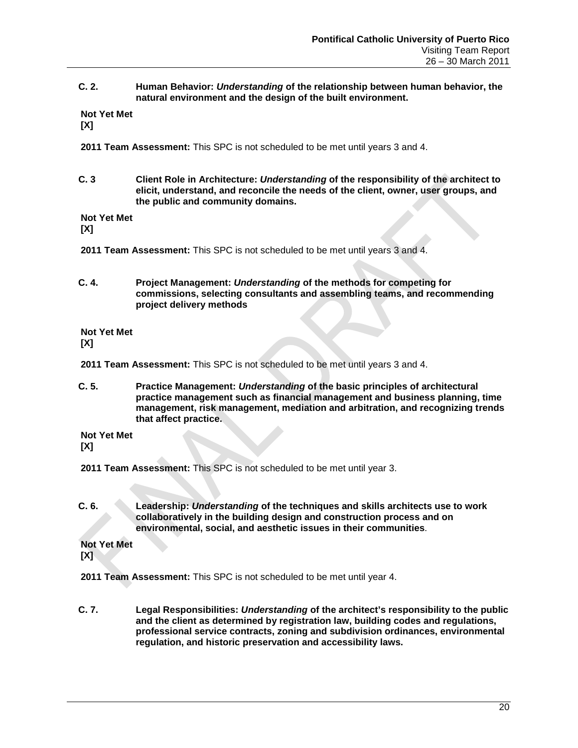**C. 2. Human Behavior: *Understanding* of the relationship between human behavior, the natural environment and the design of the built environment.**

**Not Yet Met**
**[X]**

**2011 Team Assessment:** This SPC is not scheduled to be met until years 3 and 4.

**C. 3 Client Role in Architecture: *Understanding* of the responsibility of the architect to elicit, understand, and reconcile the needs of the client, owner, user groups, and the public and community domains.**

**Not Yet Met**
**[X]**

**2011 Team Assessment:** This SPC is not scheduled to be met until years 3 and 4.

**C. 4. Project Management: *Understanding* of the methods for competing for commissions, selecting consultants and assembling teams, and recommending project delivery methods**

**Not Yet Met**
**[X]**

**2011 Team Assessment:** This SPC is not scheduled to be met until years 3 and 4.

**C. 5. Practice Management: *Understanding* of the basic principles of architectural practice management such as financial management and business planning, time management, risk management, mediation and arbitration, and recognizing trends that affect practice.**

**Not Yet Met**
**[X]**

**2011 Team Assessment:** This SPC is not scheduled to be met until year 3.

**C. 6. Leadership: *Understanding* of the techniques and skills architects use to work collaboratively in the building design and construction process and on environmental, social, and aesthetic issues in their communities**.

**Not Yet Met**
**[X]**

**2011 Team Assessment:** This SPC is not scheduled to be met until year 4.

**C. 7. Legal Responsibilities: *Understanding* of the architect's responsibility to the public and the client as determined by registration law, building codes and regulations, professional service contracts, zoning and subdivision ordinances, environmental regulation, and historic preservation and accessibility laws.**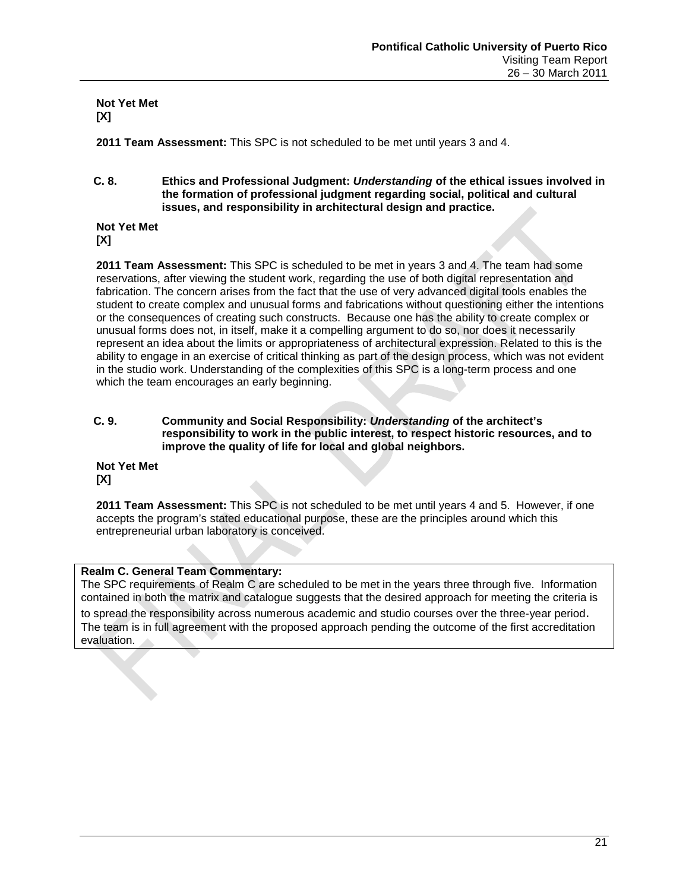**Not Yet Met**
**[X]**

**2011 Team Assessment:** This SPC is not scheduled to be met until years 3 and 4.

**C. 8. Ethics and Professional Judgment: *Understanding* of the ethical issues involved in the formation of professional judgment regarding social, political and cultural issues, and responsibility in architectural design and practice.**

**Not Yet Met**
**[X]**

**2011 Team Assessment:** This SPC is scheduled to be met in years 3 and 4. The team had some reservations, after viewing the student work, regarding the use of both digital representation and fabrication. The concern arises from the fact that the use of very advanced digital tools enables the student to create complex and unusual forms and fabrications without questioning either the intentions or the consequences of creating such constructs. Because one has the ability to create complex or unusual forms does not, in itself, make it a compelling argument to do so, nor does it necessarily represent an idea about the limits or appropriateness of architectural expression. Related to this is the ability to engage in an exercise of critical thinking as part of the design process, which was not evident in the studio work. Understanding of the complexities of this SPC is a long-term process and one which the team encourages an early beginning.

**C. 9. Community and Social Responsibility: *Understanding* of the architect's responsibility to work in the public interest, to respect historic resources, and to improve the quality of life for local and global neighbors.**

**Not Yet Met**
**[X]**

**2011 Team Assessment:** This SPC is not scheduled to be met until years 4 and 5. However, if one accepts the program's stated educational purpose, these are the principles around which this entrepreneurial urban laboratory is conceived.

**Realm C. General Team Commentary:**
The SPC requirements of Realm C are scheduled to be met in the years three through five. Information contained in both the matrix and catalogue suggests that the desired approach for meeting the criteria is to spread the responsibility across numerous academic and studio courses over the three-year period. The team is in full agreement with the proposed approach pending the outcome of the first accreditation evaluation.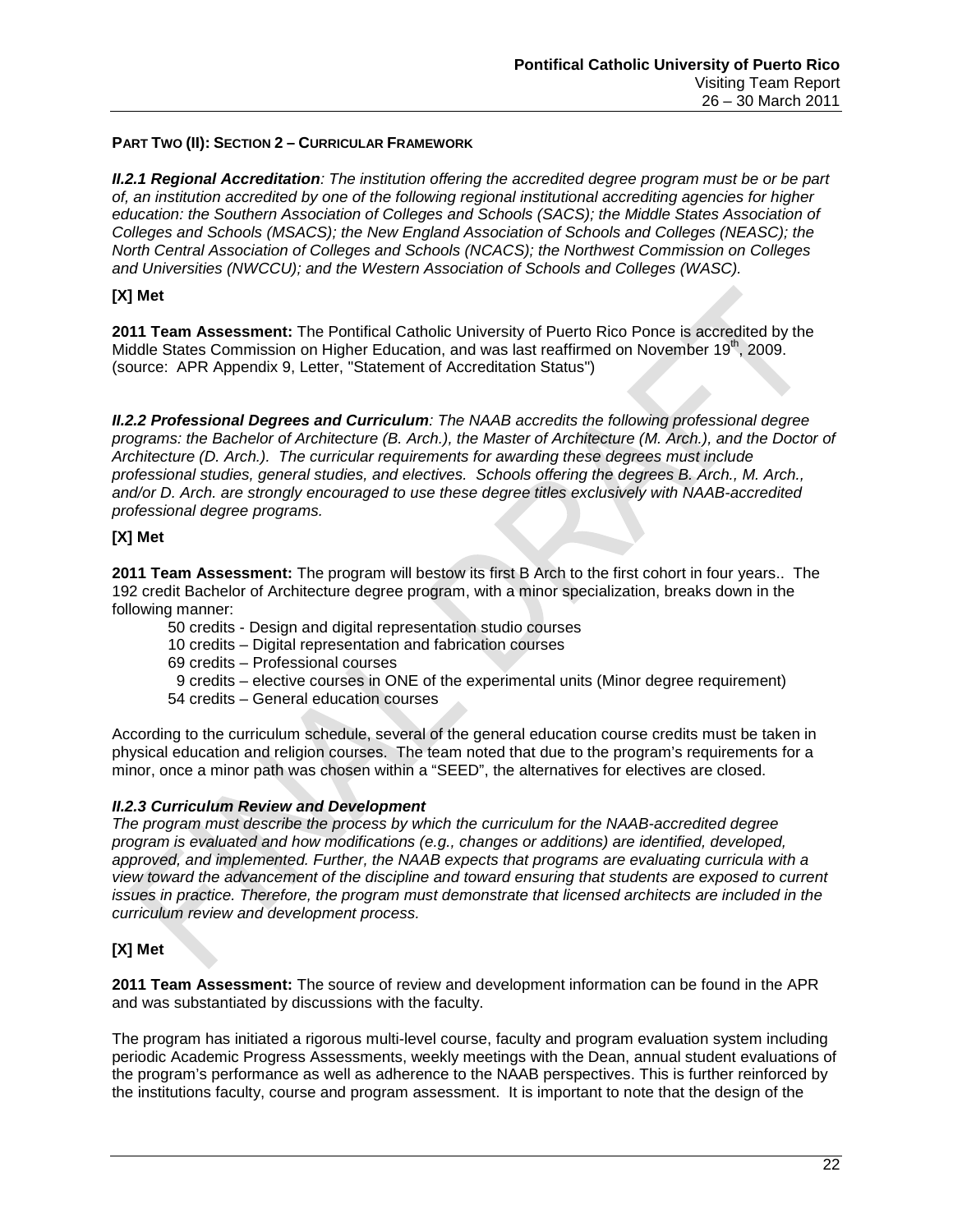**PART TWO (II): SECTION 2 – CURRICULAR FRAMEWORK**

***II.2.1 Regional Accreditation****: The institution offering the accredited degree program must be or be part of, an institution accredited by one of the following regional institutional accrediting agencies for higher education: the Southern Association of Colleges and Schools (SACS); the Middle States Association of Colleges and Schools (MSACS); the New England Association of Schools and Colleges (NEASC); the North Central Association of Colleges and Schools (NCACS); the Northwest Commission on Colleges and Universities (NWCCU); and the Western Association of Schools and Colleges (WASC).*

**[X] Met**

**2011 Team Assessment:** The Pontifical Catholic University of Puerto Rico Ponce is accredited by the Middle States Commission on Higher Education, and was last reaffirmed on November 19th, 2009. (source: APR Appendix 9, Letter, "Statement of Accreditation Status")

***II.2.2 Professional Degrees and Curriculum****: The NAAB accredits the following professional degree programs: the Bachelor of Architecture (B. Arch.), the Master of Architecture (M. Arch.), and the Doctor of Architecture (D. Arch.). The curricular requirements for awarding these degrees must include professional studies, general studies, and electives. Schools offering the degrees B. Arch., M. Arch., and/or D. Arch. are strongly encouraged to use these degree titles exclusively with NAAB-accredited professional degree programs.*

**[X] Met**

**2011 Team Assessment:** The program will bestow its first B Arch to the first cohort in four years.. The 192 credit Bachelor of Architecture degree program, with a minor specialization, breaks down in the following manner:

- 50 credits - Design and digital representation studio courses
- 10 credits – Digital representation and fabrication courses
- 69 credits – Professional courses
- 9 credits – elective courses in ONE of the experimental units (Minor degree requirement)
- 54 credits – General education courses

According to the curriculum schedule, several of the general education course credits must be taken in physical education and religion courses. The team noted that due to the program's requirements for a minor, once a minor path was chosen within a "SEED", the alternatives for electives are closed.

***II.2.3 Curriculum Review and Development***

*The program must describe the process by which the curriculum for the NAAB-accredited degree program is evaluated and how modifications (e.g., changes or additions) are identified, developed, approved, and implemented. Further, the NAAB expects that programs are evaluating curricula with a view toward the advancement of the discipline and toward ensuring that students are exposed to current issues in practice. Therefore, the program must demonstrate that licensed architects are included in the curriculum review and development process.*

**[X] Met**

**2011 Team Assessment:** The source of review and development information can be found in the APR and was substantiated by discussions with the faculty.

The program has initiated a rigorous multi-level course, faculty and program evaluation system including periodic Academic Progress Assessments, weekly meetings with the Dean, annual student evaluations of the program's performance as well as adherence to the NAAB perspectives. This is further reinforced by the institutions faculty, course and program assessment. It is important to note that the design of the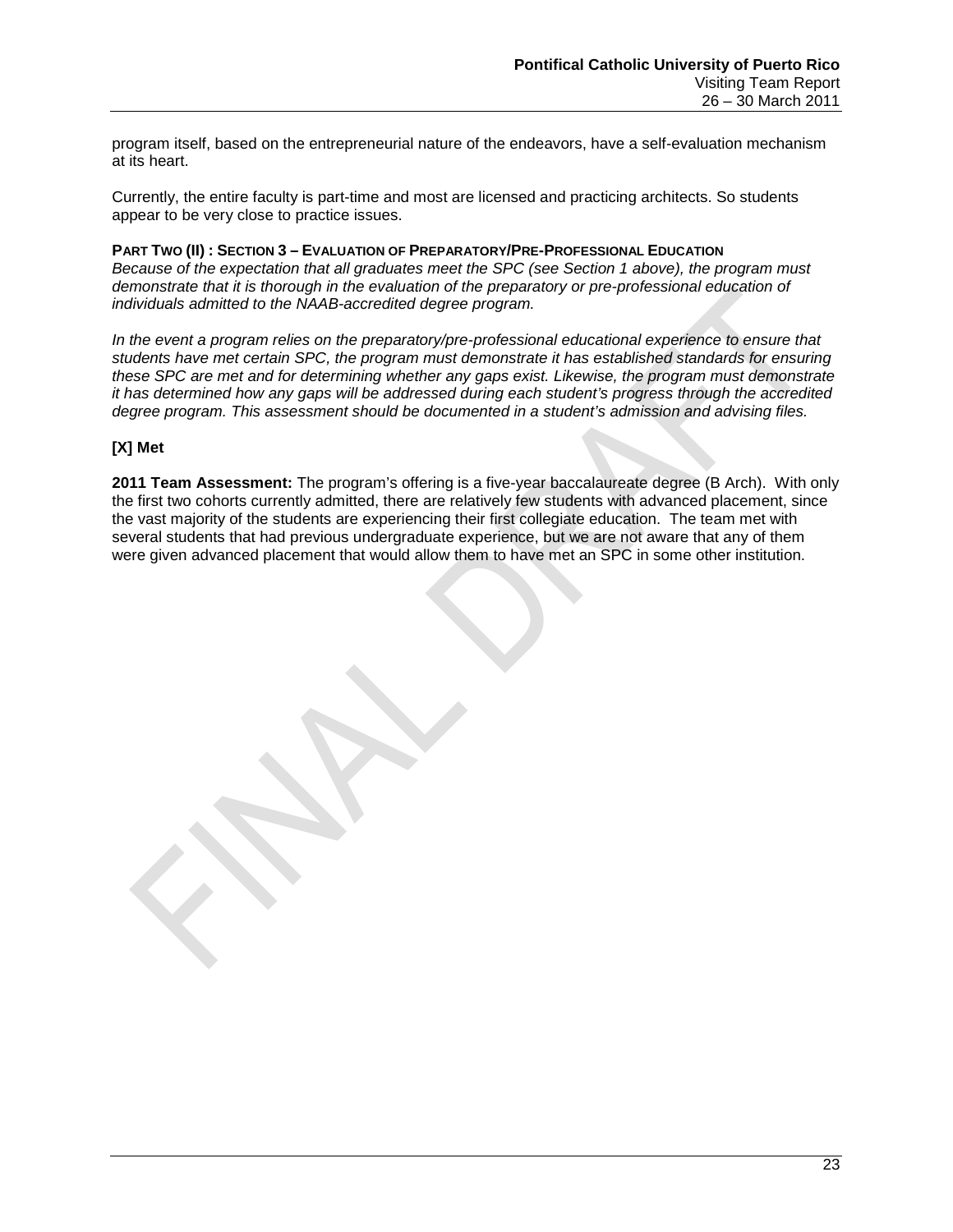program itself, based on the entrepreneurial nature of the endeavors, have a self-evaluation mechanism at its heart.

Currently, the entire faculty is part-time and most are licensed and practicing architects. So students appear to be very close to practice issues.

**PART TWO (II) : SECTION 3 – EVALUATION OF PREPARATORY/PRE-PROFESSIONAL EDUCATION**

*Because of the expectation that all graduates meet the SPC (see Section 1 above), the program must demonstrate that it is thorough in the evaluation of the preparatory or pre-professional education of individuals admitted to the NAAB-accredited degree program.*

*In the event a program relies on the preparatory/pre-professional educational experience to ensure that students have met certain SPC, the program must demonstrate it has established standards for ensuring these SPC are met and for determining whether any gaps exist. Likewise, the program must demonstrate it has determined how any gaps will be addressed during each student's progress through the accredited degree program. This assessment should be documented in a student's admission and advising files.*

**[X] Met**

**2011 Team Assessment:** The program's offering is a five-year baccalaureate degree (B Arch). With only the first two cohorts currently admitted, there are relatively few students with advanced placement, since the vast majority of the students are experiencing their first collegiate education. The team met with several students that had previous undergraduate experience, but we are not aware that any of them were given advanced placement that would allow them to have met an SPC in some other institution.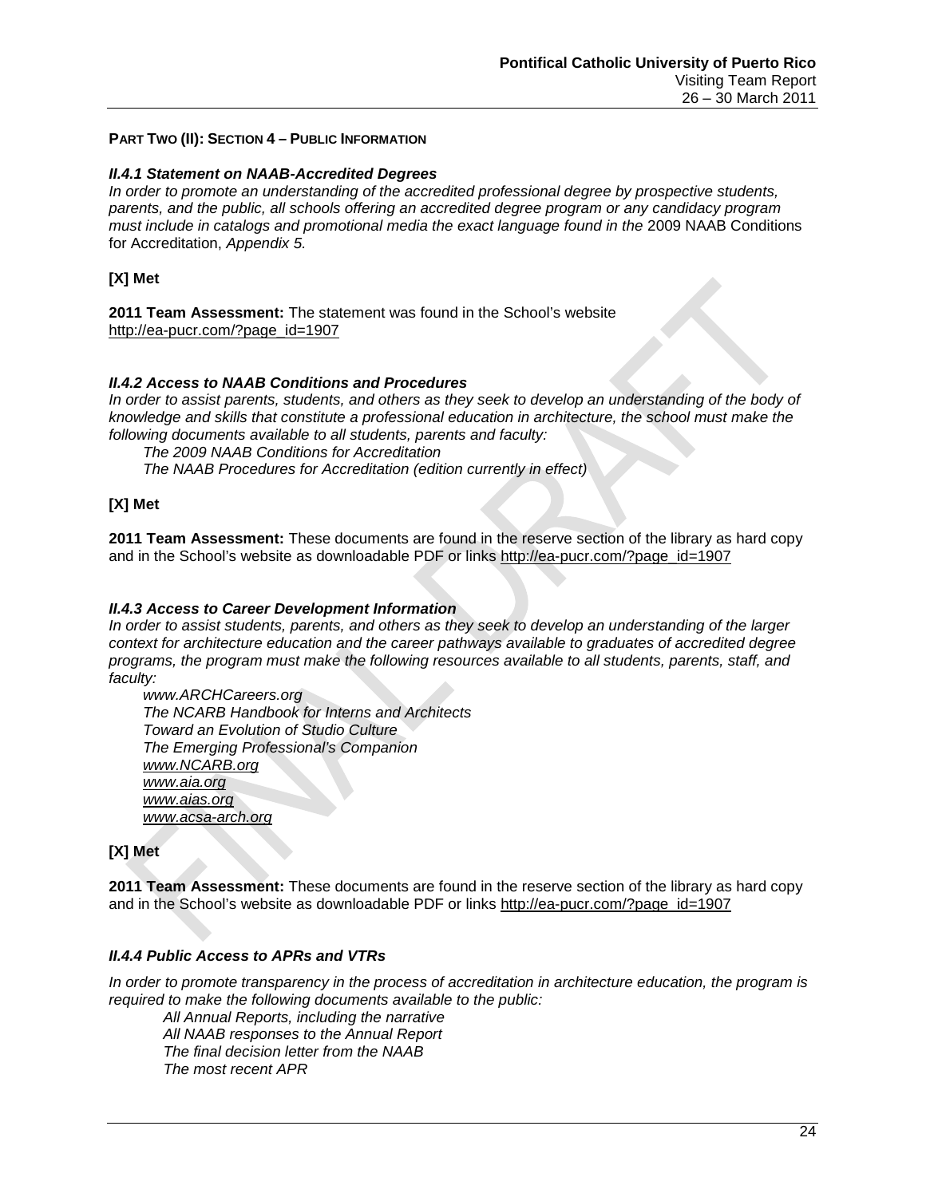**PART TWO (II): SECTION 4 – PUBLIC INFORMATION**

***II.4.1 Statement on NAAB-Accredited Degrees***

*In order to promote an understanding of the accredited professional degree by prospective students, parents, and the public, all schools offering an accredited degree program or any candidacy program must include in catalogs and promotional media the exact language found in the* 2009 NAAB Conditions for Accreditation, *Appendix 5.*

**[X] Met**

**2011 Team Assessment:** The statement was found in the School's website http://ea-pucr.com/?page_id=1907

***II.4.2 Access to NAAB Conditions and Procedures***

*In order to assist parents, students, and others as they seek to develop an understanding of the body of knowledge and skills that constitute a professional education in architecture, the school must make the following documents available to all students, parents and faculty:*

*The 2009 NAAB Conditions for Accreditation*
*The NAAB Procedures for Accreditation (edition currently in effect)*

**[X] Met**

**2011 Team Assessment:** These documents are found in the reserve section of the library as hard copy and in the School's website as downloadable PDF or links http://ea-pucr.com/?page_id=1907

***II.4.3 Access to Career Development Information***

*In order to assist students, parents, and others as they seek to develop an understanding of the larger context for architecture education and the career pathways available to graduates of accredited degree programs, the program must make the following resources available to all students, parents, staff, and faculty:*

*www.ARCHCareers.org*
*The NCARB Handbook for Interns and Architects*
*Toward an Evolution of Studio Culture*
*The Emerging Professional's Companion*
*www.NCARB.org*
*www.aia.org*
*www.aias.org*
*www.acsa-arch.org*

**[X] Met**

**2011 Team Assessment:** These documents are found in the reserve section of the library as hard copy and in the School's website as downloadable PDF or links http://ea-pucr.com/?page_id=1907

***II.4.4 Public Access to APRs and VTRs***

*In order to promote transparency in the process of accreditation in architecture education, the program is required to make the following documents available to the public:*

*All Annual Reports, including the narrative*
*All NAAB responses to the Annual Report*
*The final decision letter from the NAAB*
*The most recent APR*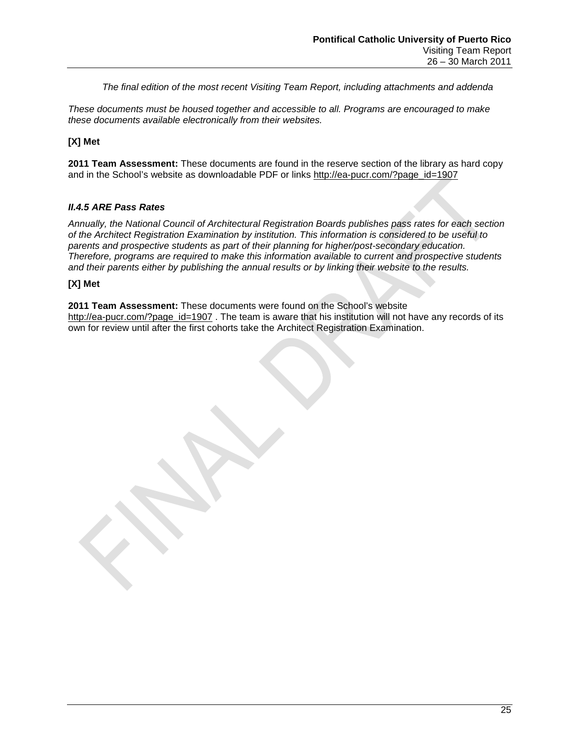*The final edition of the most recent Visiting Team Report, including attachments and addenda*

*These documents must be housed together and accessible to all. Programs are encouraged to make these documents available electronically from their websites.*

**[X] Met**

**2011 Team Assessment:** These documents are found in the reserve section of the library as hard copy and in the School's website as downloadable PDF or links http://ea-pucr.com/?page_id=1907

### *II.4.5 ARE Pass Rates*

*Annually, the National Council of Architectural Registration Boards publishes pass rates for each section of the Architect Registration Examination by institution. This information is considered to be useful to parents and prospective students as part of their planning for higher/post-secondary education. Therefore, programs are required to make this information available to current and prospective students and their parents either by publishing the annual results or by linking their website to the results.*

**[X] Met**

**2011 Team Assessment:** These documents were found on the School's website http://ea-pucr.com/?page_id=1907 . The team is aware that his institution will not have any records of its own for review until after the first cohorts take the Architect Registration Examination.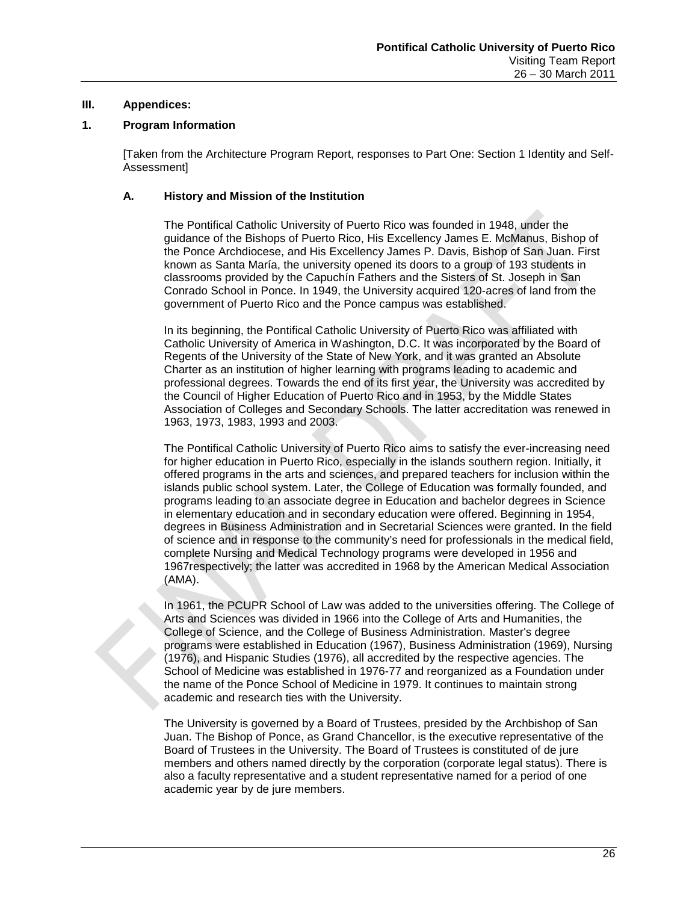## III. Appendices:

### 1. Program Information

[Taken from the Architecture Program Report, responses to Part One: Section 1 Identity and Self-Assessment]

#### A. History and Mission of the Institution

The Pontifical Catholic University of Puerto Rico was founded in 1948, under the guidance of the Bishops of Puerto Rico, His Excellency James E. McManus, Bishop of the Ponce Archdiocese, and His Excellency James P. Davis, Bishop of San Juan. First known as Santa María, the university opened its doors to a group of 193 students in classrooms provided by the Capuchín Fathers and the Sisters of St. Joseph in San Conrado School in Ponce. In 1949, the University acquired 120-acres of land from the government of Puerto Rico and the Ponce campus was established.

In its beginning, the Pontifical Catholic University of Puerto Rico was affiliated with Catholic University of America in Washington, D.C. It was incorporated by the Board of Regents of the University of the State of New York, and it was granted an Absolute Charter as an institution of higher learning with programs leading to academic and professional degrees. Towards the end of its first year, the University was accredited by the Council of Higher Education of Puerto Rico and in 1953, by the Middle States Association of Colleges and Secondary Schools. The latter accreditation was renewed in 1963, 1973, 1983, 1993 and 2003.

The Pontifical Catholic University of Puerto Rico aims to satisfy the ever-increasing need for higher education in Puerto Rico, especially in the islands southern region. Initially, it offered programs in the arts and sciences, and prepared teachers for inclusion within the islands public school system. Later, the College of Education was formally founded, and programs leading to an associate degree in Education and bachelor degrees in Science in elementary education and in secondary education were offered. Beginning in 1954, degrees in Business Administration and in Secretarial Sciences were granted. In the field of science and in response to the community's need for professionals in the medical field, complete Nursing and Medical Technology programs were developed in 1956 and 1967respectively; the latter was accredited in 1968 by the American Medical Association (AMA).

In 1961, the PCUPR School of Law was added to the universities offering. The College of Arts and Sciences was divided in 1966 into the College of Arts and Humanities, the College of Science, and the College of Business Administration. Master's degree programs were established in Education (1967), Business Administration (1969), Nursing (1976), and Hispanic Studies (1976), all accredited by the respective agencies. The School of Medicine was established in 1976-77 and reorganized as a Foundation under the name of the Ponce School of Medicine in 1979. It continues to maintain strong academic and research ties with the University.

The University is governed by a Board of Trustees, presided by the Archbishop of San Juan. The Bishop of Ponce, as Grand Chancellor, is the executive representative of the Board of Trustees in the University. The Board of Trustees is constituted of de jure members and others named directly by the corporation (corporate legal status). There is also a faculty representative and a student representative named for a period of one academic year by de jure members.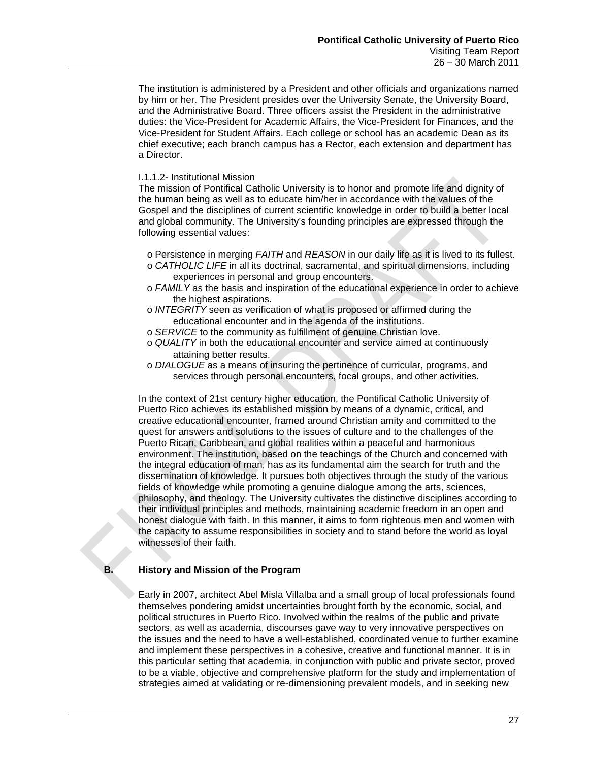The institution is administered by a President and other officials and organizations named by him or her. The President presides over the University Senate, the University Board, and the Administrative Board. Three officers assist the President in the administrative duties: the Vice-President for Academic Affairs, the Vice-President for Finances, and the Vice-President for Student Affairs. Each college or school has an academic Dean as its chief executive; each branch campus has a Rector, each extension and department has a Director.

I.1.1.2- Institutional Mission

The mission of Pontifical Catholic University is to honor and promote life and dignity of the human being as well as to educate him/her in accordance with the values of the Gospel and the disciplines of current scientific knowledge in order to build a better local and global community. The University's founding principles are expressed through the following essential values:

- Persistence in merging *FAITH* and *REASON* in our daily life as it is lived to its fullest.
- *CATHOLIC LIFE* in all its doctrinal, sacramental, and spiritual dimensions, including experiences in personal and group encounters.
- *FAMILY* as the basis and inspiration of the educational experience in order to achieve the highest aspirations.
- *INTEGRITY* seen as verification of what is proposed or affirmed during the educational encounter and in the agenda of the institutions.
- *SERVICE* to the community as fulfillment of genuine Christian love.
- *QUALITY* in both the educational encounter and service aimed at continuously attaining better results.
- *DIALOGUE* as a means of insuring the pertinence of curricular, programs, and services through personal encounters, focal groups, and other activities.

In the context of 21st century higher education, the Pontifical Catholic University of Puerto Rico achieves its established mission by means of a dynamic, critical, and creative educational encounter, framed around Christian amity and committed to the quest for answers and solutions to the issues of culture and to the challenges of the Puerto Rican, Caribbean, and global realities within a peaceful and harmonious environment. The institution, based on the teachings of the Church and concerned with the integral education of man, has as its fundamental aim the search for truth and the dissemination of knowledge. It pursues both objectives through the study of the various fields of knowledge while promoting a genuine dialogue among the arts, sciences, philosophy, and theology. The University cultivates the distinctive disciplines according to their individual principles and methods, maintaining academic freedom in an open and honest dialogue with faith. In this manner, it aims to form righteous men and women with the capacity to assume responsibilities in society and to stand before the world as loyal witnesses of their faith.

## B. History and Mission of the Program

Early in 2007, architect Abel Misla Villalba and a small group of local professionals found themselves pondering amidst uncertainties brought forth by the economic, social, and political structures in Puerto Rico. Involved within the realms of the public and private sectors, as well as academia, discourses gave way to very innovative perspectives on the issues and the need to have a well-established, coordinated venue to further examine and implement these perspectives in a cohesive, creative and functional manner. It is in this particular setting that academia, in conjunction with public and private sector, proved to be a viable, objective and comprehensive platform for the study and implementation of strategies aimed at validating or re-dimensioning prevalent models, and in seeking new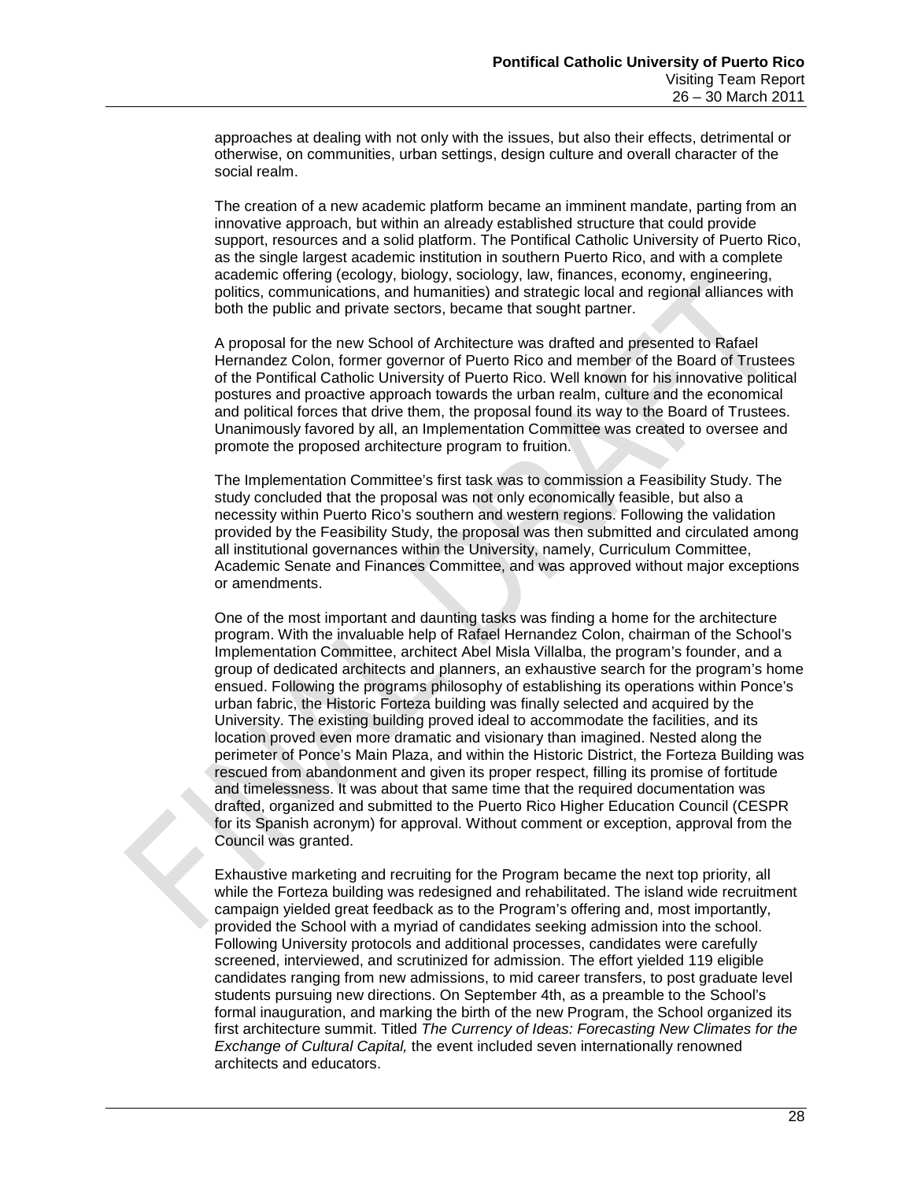approaches at dealing with not only with the issues, but also their effects, detrimental or otherwise, on communities, urban settings, design culture and overall character of the social realm.

The creation of a new academic platform became an imminent mandate, parting from an innovative approach, but within an already established structure that could provide support, resources and a solid platform. The Pontifical Catholic University of Puerto Rico, as the single largest academic institution in southern Puerto Rico, and with a complete academic offering (ecology, biology, sociology, law, finances, economy, engineering, politics, communications, and humanities) and strategic local and regional alliances with both the public and private sectors, became that sought partner.

A proposal for the new School of Architecture was drafted and presented to Rafael Hernandez Colon, former governor of Puerto Rico and member of the Board of Trustees of the Pontifical Catholic University of Puerto Rico. Well known for his innovative political postures and proactive approach towards the urban realm, culture and the economical and political forces that drive them, the proposal found its way to the Board of Trustees. Unanimously favored by all, an Implementation Committee was created to oversee and promote the proposed architecture program to fruition.

The Implementation Committee's first task was to commission a Feasibility Study. The study concluded that the proposal was not only economically feasible, but also a necessity within Puerto Rico's southern and western regions. Following the validation provided by the Feasibility Study, the proposal was then submitted and circulated among all institutional governances within the University, namely, Curriculum Committee, Academic Senate and Finances Committee, and was approved without major exceptions or amendments.

One of the most important and daunting tasks was finding a home for the architecture program. With the invaluable help of Rafael Hernandez Colon, chairman of the School's Implementation Committee, architect Abel Misla Villalba, the program's founder, and a group of dedicated architects and planners, an exhaustive search for the program's home ensued. Following the programs philosophy of establishing its operations within Ponce's urban fabric, the Historic Forteza building was finally selected and acquired by the University. The existing building proved ideal to accommodate the facilities, and its location proved even more dramatic and visionary than imagined. Nested along the perimeter of Ponce's Main Plaza, and within the Historic District, the Forteza Building was rescued from abandonment and given its proper respect, filling its promise of fortitude and timelessness. It was about that same time that the required documentation was drafted, organized and submitted to the Puerto Rico Higher Education Council (CESPR for its Spanish acronym) for approval. Without comment or exception, approval from the Council was granted.

Exhaustive marketing and recruiting for the Program became the next top priority, all while the Forteza building was redesigned and rehabilitated. The island wide recruitment campaign yielded great feedback as to the Program's offering and, most importantly, provided the School with a myriad of candidates seeking admission into the school. Following University protocols and additional processes, candidates were carefully screened, interviewed, and scrutinized for admission. The effort yielded 119 eligible candidates ranging from new admissions, to mid career transfers, to post graduate level students pursuing new directions. On September 4th, as a preamble to the School's formal inauguration, and marking the birth of the new Program, the School organized its first architecture summit. Titled *The Currency of Ideas: Forecasting New Climates for the Exchange of Cultural Capital,* the event included seven internationally renowned architects and educators.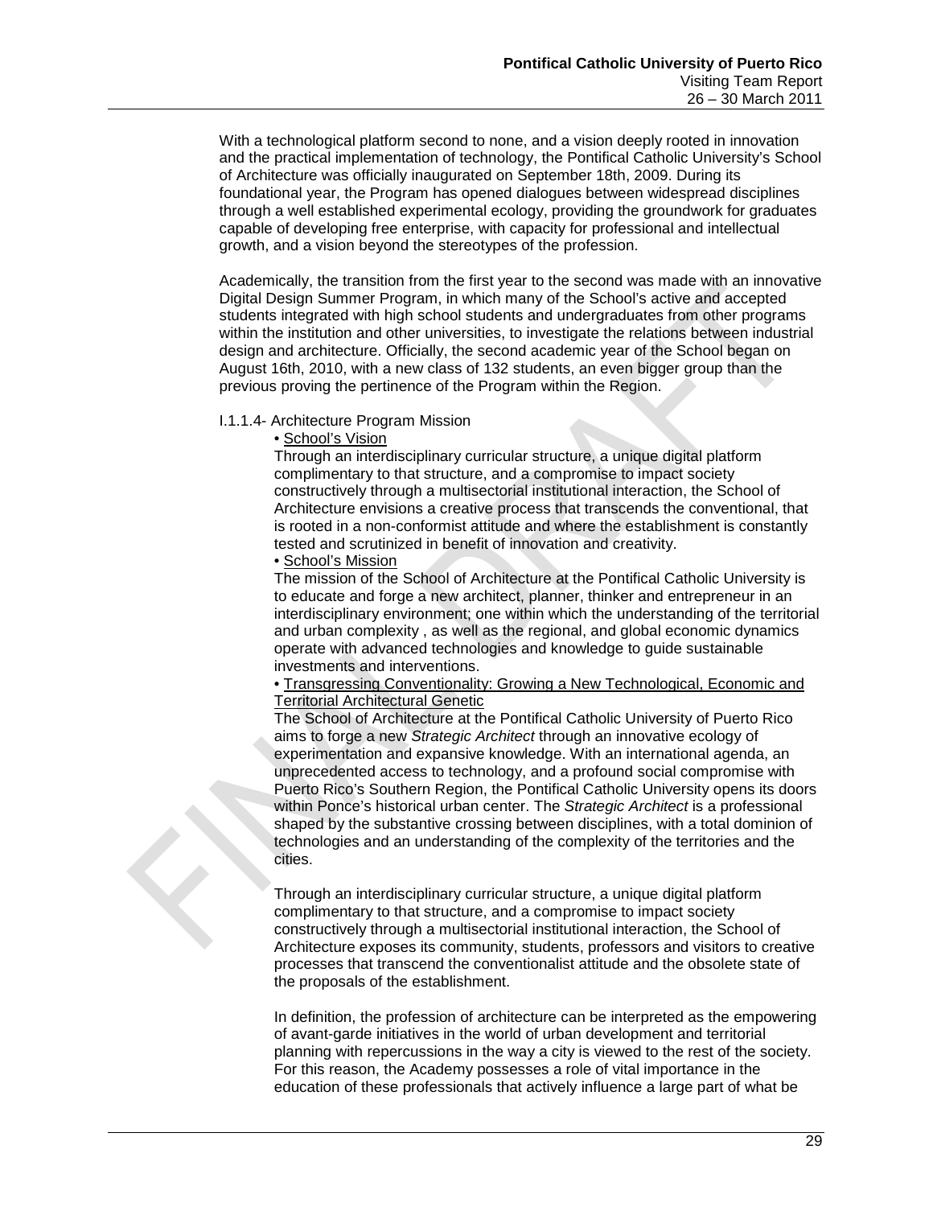With a technological platform second to none, and a vision deeply rooted in innovation and the practical implementation of technology, the Pontifical Catholic University's School of Architecture was officially inaugurated on September 18th, 2009. During its foundational year, the Program has opened dialogues between widespread disciplines through a well established experimental ecology, providing the groundwork for graduates capable of developing free enterprise, with capacity for professional and intellectual growth, and a vision beyond the stereotypes of the profession.

Academically, the transition from the first year to the second was made with an innovative Digital Design Summer Program, in which many of the School's active and accepted students integrated with high school students and undergraduates from other programs within the institution and other universities, to investigate the relations between industrial design and architecture. Officially, the second academic year of the School began on August 16th, 2010, with a new class of 132 students, an even bigger group than the previous proving the pertinence of the Program within the Region.

I.1.1.4- Architecture Program Mission

- School's Vision

Through an interdisciplinary curricular structure, a unique digital platform complimentary to that structure, and a compromise to impact society constructively through a multisectorial institutional interaction, the School of Architecture envisions a creative process that transcends the conventional, that is rooted in a non-conformist attitude and where the establishment is constantly tested and scrutinized in benefit of innovation and creativity.

- School's Mission

The mission of the School of Architecture at the Pontifical Catholic University is to educate and forge a new architect, planner, thinker and entrepreneur in an interdisciplinary environment; one within which the understanding of the territorial and urban complexity , as well as the regional, and global economic dynamics operate with advanced technologies and knowledge to guide sustainable investments and interventions.

- Transgressing Conventionality: Growing a New Technological, Economic and Territorial Architectural Genetic

The School of Architecture at the Pontifical Catholic University of Puerto Rico aims to forge a new *Strategic Architect* through an innovative ecology of experimentation and expansive knowledge. With an international agenda, an unprecedented access to technology, and a profound social compromise with Puerto Rico's Southern Region, the Pontifical Catholic University opens its doors within Ponce's historical urban center. The *Strategic Architect* is a professional shaped by the substantive crossing between disciplines, with a total dominion of technologies and an understanding of the complexity of the territories and the cities.

Through an interdisciplinary curricular structure, a unique digital platform complimentary to that structure, and a compromise to impact society constructively through a multisectorial institutional interaction, the School of Architecture exposes its community, students, professors and visitors to creative processes that transcend the conventionalist attitude and the obsolete state of the proposals of the establishment.

In definition, the profession of architecture can be interpreted as the empowering of avant-garde initiatives in the world of urban development and territorial planning with repercussions in the way a city is viewed to the rest of the society. For this reason, the Academy possesses a role of vital importance in the education of these professionals that actively influence a large part of what be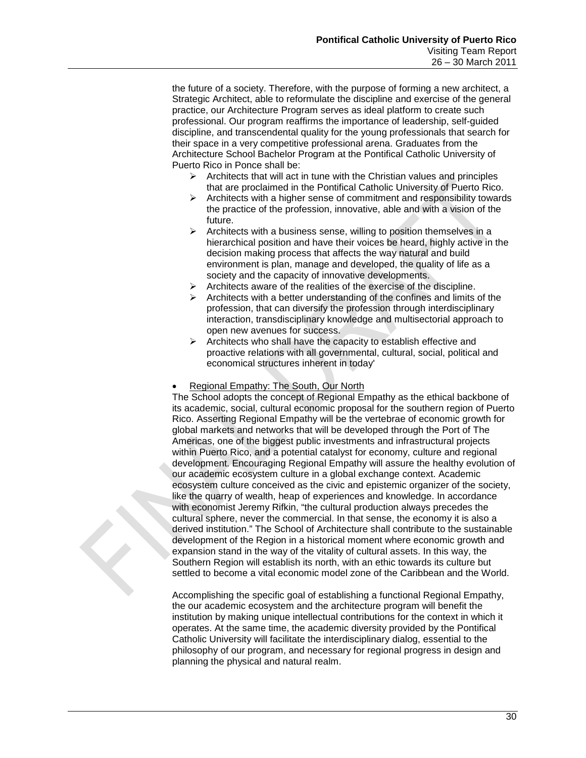the future of a society. Therefore, with the purpose of forming a new architect, a Strategic Architect, able to reformulate the discipline and exercise of the general practice, our Architecture Program serves as ideal platform to create such professional. Our program reaffirms the importance of leadership, self-guided discipline, and transcendental quality for the young professionals that search for their space in a very competitive professional arena. Graduates from the Architecture School Bachelor Program at the Pontifical Catholic University of Puerto Rico in Ponce shall be:

- Architects that will act in tune with the Christian values and principles that are proclaimed in the Pontifical Catholic University of Puerto Rico.
- Architects with a higher sense of commitment and responsibility towards the practice of the profession, innovative, able and with a vision of the future.
- Architects with a business sense, willing to position themselves in a hierarchical position and have their voices be heard, highly active in the decision making process that affects the way natural and build environment is plan, manage and developed, the quality of life as a society and the capacity of innovative developments.
- Architects aware of the realities of the exercise of the discipline.
- Architects with a better understanding of the confines and limits of the profession, that can diversify the profession through interdisciplinary interaction, transdisciplinary knowledge and multisectorial approach to open new avenues for success.
- Architects who shall have the capacity to establish effective and proactive relations with all governmental, cultural, social, political and economical structures inherent in today'

- Regional Empathy: The South, Our North

The School adopts the concept of Regional Empathy as the ethical backbone of its academic, social, cultural economic proposal for the southern region of Puerto Rico. Asserting Regional Empathy will be the vertebrae of economic growth for global markets and networks that will be developed through the Port of The Americas, one of the biggest public investments and infrastructural projects within Puerto Rico, and a potential catalyst for economy, culture and regional development. Encouraging Regional Empathy will assure the healthy evolution of our academic ecosystem culture in a global exchange context. Academic ecosystem culture conceived as the civic and epistemic organizer of the society, like the quarry of wealth, heap of experiences and knowledge. In accordance with economist Jeremy Rifkin, "the cultural production always precedes the cultural sphere, never the commercial. In that sense, the economy it is also a derived institution." The School of Architecture shall contribute to the sustainable development of the Region in a historical moment where economic growth and expansion stand in the way of the vitality of cultural assets. In this way, the Southern Region will establish its north, with an ethic towards its culture but settled to become a vital economic model zone of the Caribbean and the World.

Accomplishing the specific goal of establishing a functional Regional Empathy, the our academic ecosystem and the architecture program will benefit the institution by making unique intellectual contributions for the context in which it operates. At the same time, the academic diversity provided by the Pontifical Catholic University will facilitate the interdisciplinary dialog, essential to the philosophy of our program, and necessary for regional progress in design and planning the physical and natural realm.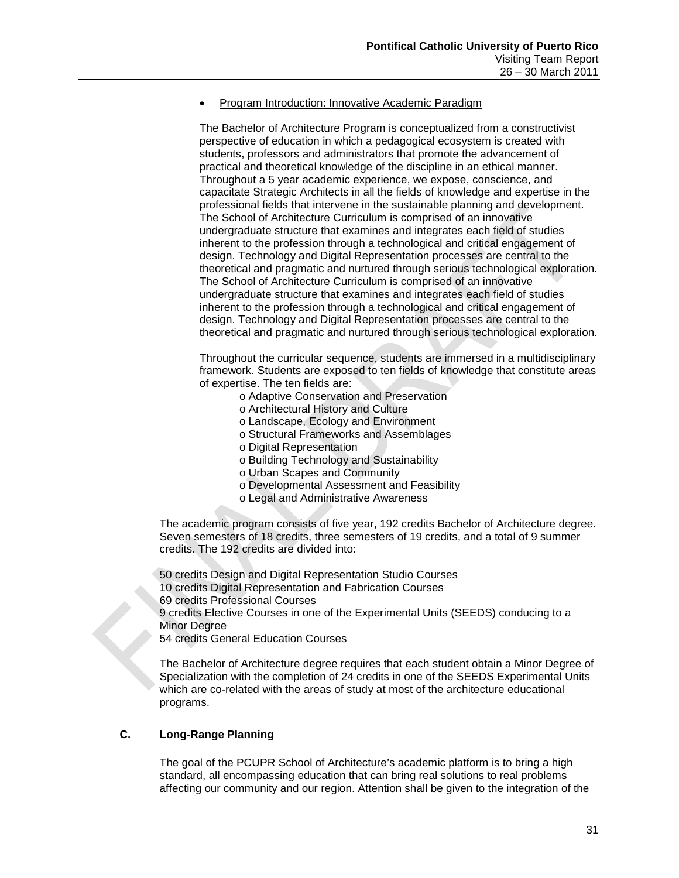- Program Introduction: Innovative Academic Paradigm

The Bachelor of Architecture Program is conceptualized from a constructivist perspective of education in which a pedagogical ecosystem is created with students, professors and administrators that promote the advancement of practical and theoretical knowledge of the discipline in an ethical manner. Throughout a 5 year academic experience, we expose, conscience, and capacitate Strategic Architects in all the fields of knowledge and expertise in the professional fields that intervene in the sustainable planning and development. The School of Architecture Curriculum is comprised of an innovative undergraduate structure that examines and integrates each field of studies inherent to the profession through a technological and critical engagement of design. Technology and Digital Representation processes are central to the theoretical and pragmatic and nurtured through serious technological exploration. The School of Architecture Curriculum is comprised of an innovative undergraduate structure that examines and integrates each field of studies inherent to the profession through a technological and critical engagement of design. Technology and Digital Representation processes are central to the theoretical and pragmatic and nurtured through serious technological exploration.

Throughout the curricular sequence, students are immersed in a multidisciplinary framework. Students are exposed to ten fields of knowledge that constitute areas of expertise. The ten fields are:

- Adaptive Conservation and Preservation
- Architectural History and Culture
- Landscape, Ecology and Environment
- Structural Frameworks and Assemblages
- Digital Representation
- Building Technology and Sustainability
- Urban Scapes and Community
- Developmental Assessment and Feasibility
- Legal and Administrative Awareness

The academic program consists of five year, 192 credits Bachelor of Architecture degree. Seven semesters of 18 credits, three semesters of 19 credits, and a total of 9 summer credits. The 192 credits are divided into:

50 credits Design and Digital Representation Studio Courses
10 credits Digital Representation and Fabrication Courses
69 credits Professional Courses
9 credits Elective Courses in one of the Experimental Units (SEEDS) conducing to a Minor Degree
54 credits General Education Courses

The Bachelor of Architecture degree requires that each student obtain a Minor Degree of Specialization with the completion of 24 credits in one of the SEEDS Experimental Units which are co-related with the areas of study at most of the architecture educational programs.

## C. Long-Range Planning

The goal of the PCUPR School of Architecture's academic platform is to bring a high standard, all encompassing education that can bring real solutions to real problems affecting our community and our region. Attention shall be given to the integration of the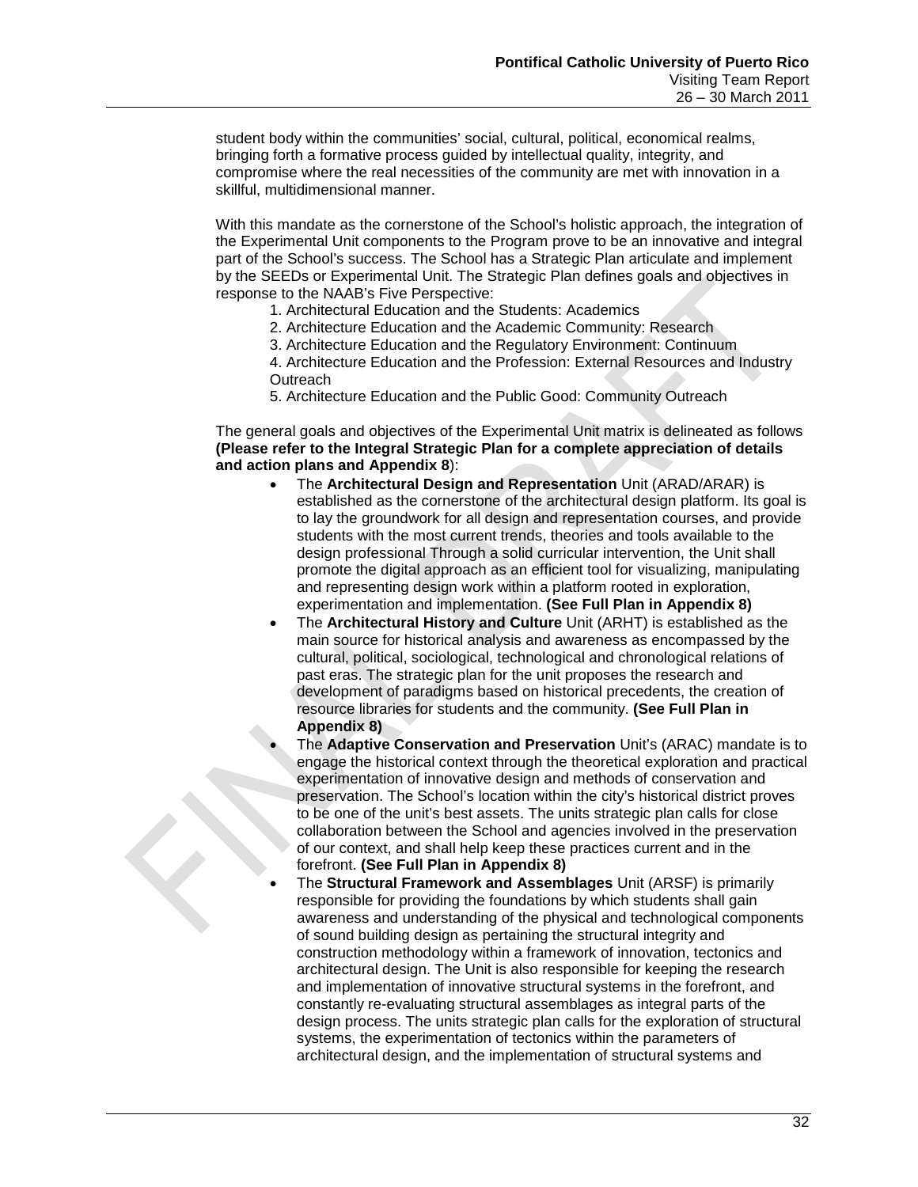student body within the communities' social, cultural, political, economical realms, bringing forth a formative process guided by intellectual quality, integrity, and compromise where the real necessities of the community are met with innovation in a skillful, multidimensional manner.

With this mandate as the cornerstone of the School's holistic approach, the integration of the Experimental Unit components to the Program prove to be an innovative and integral part of the School's success. The School has a Strategic Plan articulate and implement by the SEEDs or Experimental Unit. The Strategic Plan defines goals and objectives in response to the NAAB's Five Perspective:

1. Architectural Education and the Students: Academics
2. Architecture Education and the Academic Community: Research
3. Architecture Education and the Regulatory Environment: Continuum
4. Architecture Education and the Profession: External Resources and Industry Outreach
5. Architecture Education and the Public Good: Community Outreach

The general goals and objectives of the Experimental Unit matrix is delineated as follows **(Please refer to the Integral Strategic Plan for a complete appreciation of details and action plans and Appendix 8)**:

- The **Architectural Design and Representation** Unit (ARAD/ARAR) is established as the cornerstone of the architectural design platform. Its goal is to lay the groundwork for all design and representation courses, and provide students with the most current trends, theories and tools available to the design professional Through a solid curricular intervention, the Unit shall promote the digital approach as an efficient tool for visualizing, manipulating and representing design work within a platform rooted in exploration, experimentation and implementation. **(See Full Plan in Appendix 8)**
- The **Architectural History and Culture** Unit (ARHT) is established as the main source for historical analysis and awareness as encompassed by the cultural, political, sociological, technological and chronological relations of past eras. The strategic plan for the unit proposes the research and development of paradigms based on historical precedents, the creation of resource libraries for students and the community. **(See Full Plan in Appendix 8)**
- The **Adaptive Conservation and Preservation** Unit's (ARAC) mandate is to engage the historical context through the theoretical exploration and practical experimentation of innovative design and methods of conservation and preservation. The School's location within the city's historical district proves to be one of the unit's best assets. The units strategic plan calls for close collaboration between the School and agencies involved in the preservation of our context, and shall help keep these practices current and in the forefront. **(See Full Plan in Appendix 8)**
- The **Structural Framework and Assemblages** Unit (ARSF) is primarily responsible for providing the foundations by which students shall gain awareness and understanding of the physical and technological components of sound building design as pertaining the structural integrity and construction methodology within a framework of innovation, tectonics and architectural design. The Unit is also responsible for keeping the research and implementation of innovative structural systems in the forefront, and constantly re-evaluating structural assemblages as integral parts of the design process. The units strategic plan calls for the exploration of structural systems, the experimentation of tectonics within the parameters of architectural design, and the implementation of structural systems and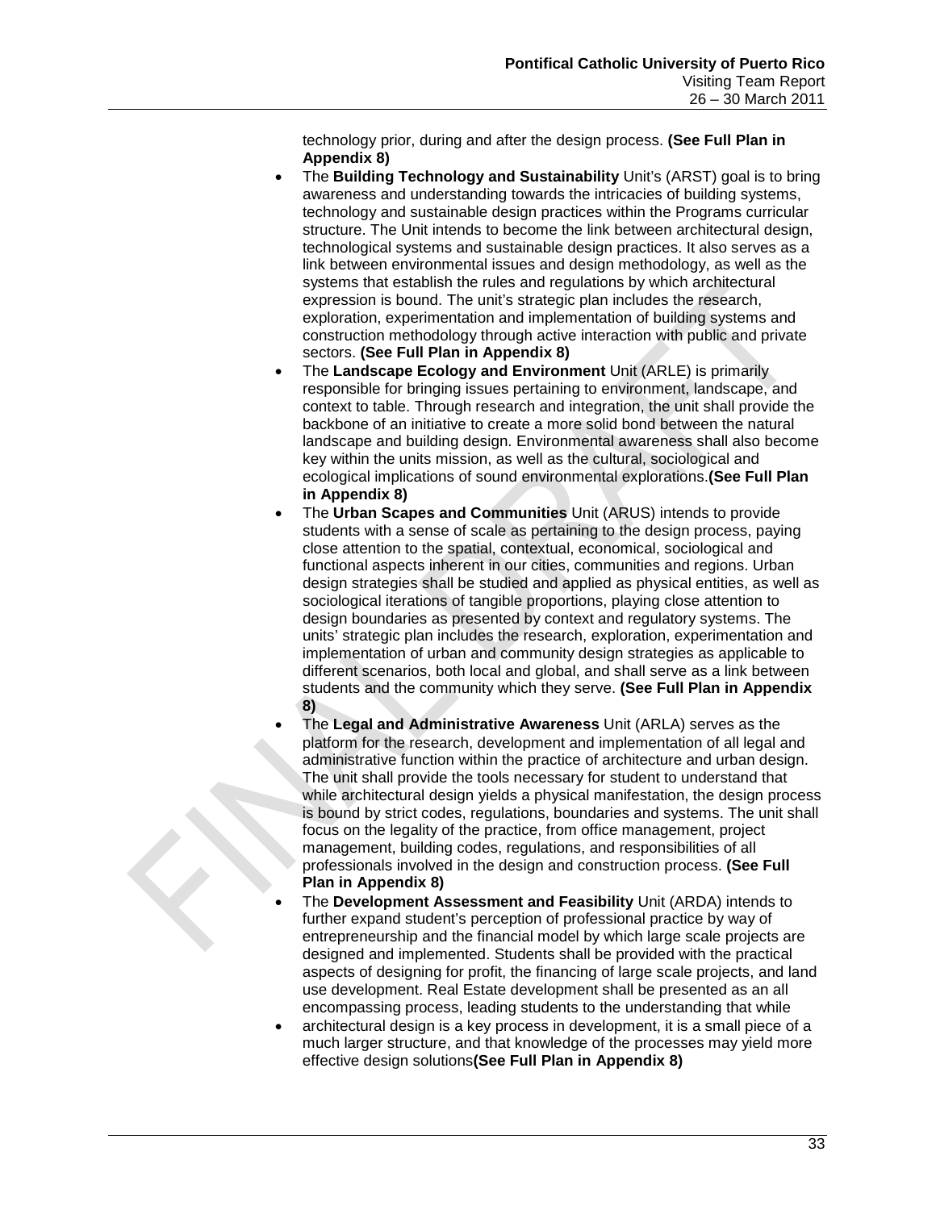technology prior, during and after the design process. **(See Full Plan in Appendix 8)**

- The **Building Technology and Sustainability** Unit's (ARST) goal is to bring awareness and understanding towards the intricacies of building systems, technology and sustainable design practices within the Programs curricular structure. The Unit intends to become the link between architectural design, technological systems and sustainable design practices. It also serves as a link between environmental issues and design methodology, as well as the systems that establish the rules and regulations by which architectural expression is bound. The unit's strategic plan includes the research, exploration, experimentation and implementation of building systems and construction methodology through active interaction with public and private sectors. **(See Full Plan in Appendix 8)**
- The **Landscape Ecology and Environment** Unit (ARLE) is primarily responsible for bringing issues pertaining to environment, landscape, and context to table. Through research and integration, the unit shall provide the backbone of an initiative to create a more solid bond between the natural landscape and building design. Environmental awareness shall also become key within the units mission, as well as the cultural, sociological and ecological implications of sound environmental explorations.**(See Full Plan in Appendix 8)**
- The **Urban Scapes and Communities** Unit (ARUS) intends to provide students with a sense of scale as pertaining to the design process, paying close attention to the spatial, contextual, economical, sociological and functional aspects inherent in our cities, communities and regions. Urban design strategies shall be studied and applied as physical entities, as well as sociological iterations of tangible proportions, playing close attention to design boundaries as presented by context and regulatory systems. The units' strategic plan includes the research, exploration, experimentation and implementation of urban and community design strategies as applicable to different scenarios, both local and global, and shall serve as a link between students and the community which they serve. **(See Full Plan in Appendix 8)**
- The **Legal and Administrative Awareness** Unit (ARLA) serves as the platform for the research, development and implementation of all legal and administrative function within the practice of architecture and urban design. The unit shall provide the tools necessary for student to understand that while architectural design yields a physical manifestation, the design process is bound by strict codes, regulations, boundaries and systems. The unit shall focus on the legality of the practice, from office management, project management, building codes, regulations, and responsibilities of all professionals involved in the design and construction process. **(See Full Plan in Appendix 8)**
- The **Development Assessment and Feasibility** Unit (ARDA) intends to further expand student's perception of professional practice by way of entrepreneurship and the financial model by which large scale projects are designed and implemented. Students shall be provided with the practical aspects of designing for profit, the financing of large scale projects, and land use development. Real Estate development shall be presented as an all encompassing process, leading students to the understanding that while
- architectural design is a key process in development, it is a small piece of a much larger structure, and that knowledge of the processes may yield more effective design solutions**(See Full Plan in Appendix 8)**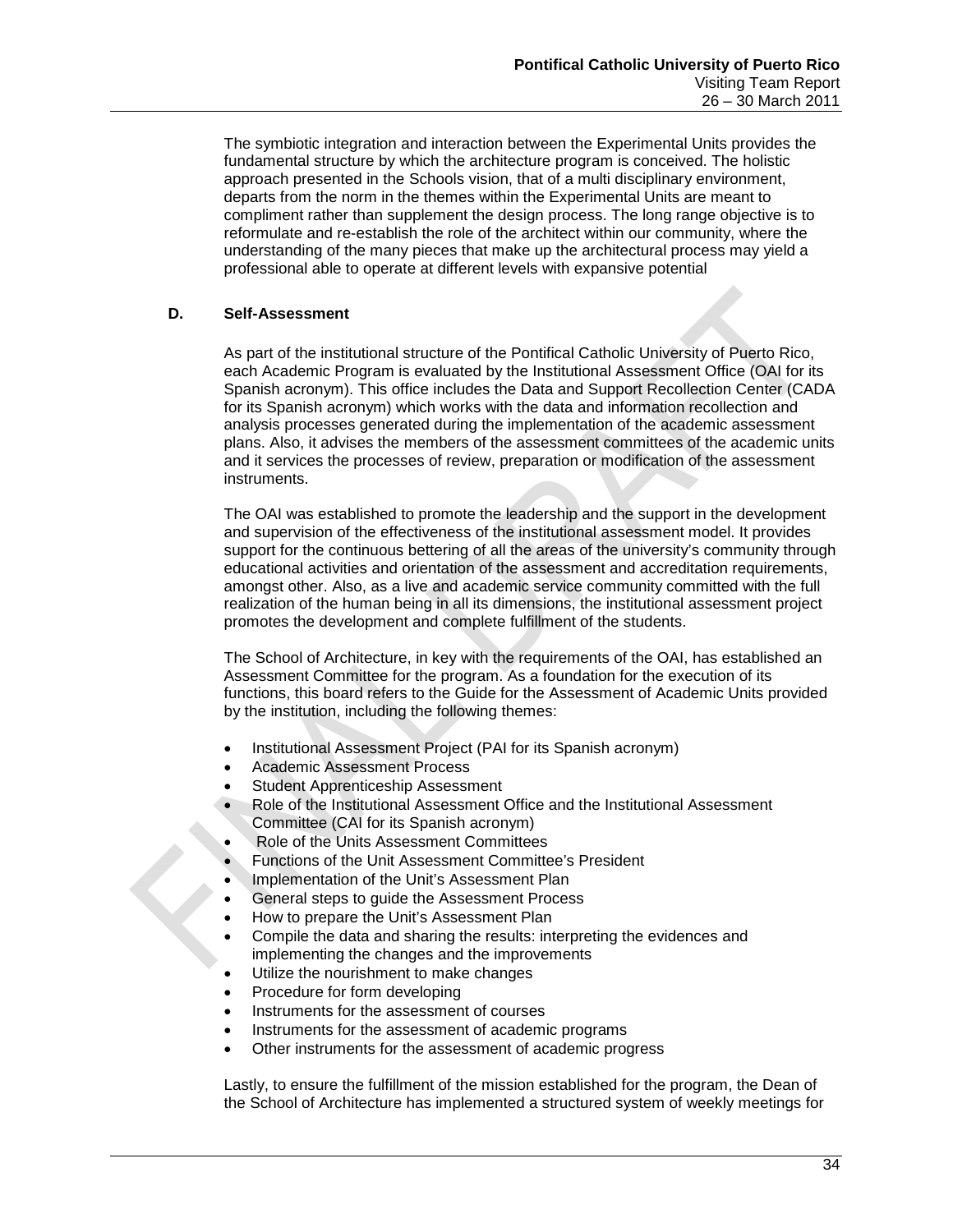The symbiotic integration and interaction between the Experimental Units provides the fundamental structure by which the architecture program is conceived. The holistic approach presented in the Schools vision, that of a multi disciplinary environment, departs from the norm in the themes within the Experimental Units are meant to compliment rather than supplement the design process. The long range objective is to reformulate and re-establish the role of the architect within our community, where the understanding of the many pieces that make up the architectural process may yield a professional able to operate at different levels with expansive potential

**D. Self-Assessment**

As part of the institutional structure of the Pontifical Catholic University of Puerto Rico, each Academic Program is evaluated by the Institutional Assessment Office (OAI for its Spanish acronym). This office includes the Data and Support Recollection Center (CADA for its Spanish acronym) which works with the data and information recollection and analysis processes generated during the implementation of the academic assessment plans. Also, it advises the members of the assessment committees of the academic units and it services the processes of review, preparation or modification of the assessment instruments.

The OAI was established to promote the leadership and the support in the development and supervision of the effectiveness of the institutional assessment model. It provides support for the continuous bettering of all the areas of the university's community through educational activities and orientation of the assessment and accreditation requirements, amongst other. Also, as a live and academic service community committed with the full realization of the human being in all its dimensions, the institutional assessment project promotes the development and complete fulfillment of the students.

The School of Architecture, in key with the requirements of the OAI, has established an Assessment Committee for the program. As a foundation for the execution of its functions, this board refers to the Guide for the Assessment of Academic Units provided by the institution, including the following themes:

- Institutional Assessment Project (PAI for its Spanish acronym)
- Academic Assessment Process
- Student Apprenticeship Assessment
- Role of the Institutional Assessment Office and the Institutional Assessment Committee (CAI for its Spanish acronym)
- Role of the Units Assessment Committees
- Functions of the Unit Assessment Committee's President
- Implementation of the Unit's Assessment Plan
- General steps to guide the Assessment Process
- How to prepare the Unit's Assessment Plan
- Compile the data and sharing the results: interpreting the evidences and implementing the changes and the improvements
- Utilize the nourishment to make changes
- Procedure for form developing
- Instruments for the assessment of courses
- Instruments for the assessment of academic programs
- Other instruments for the assessment of academic progress

Lastly, to ensure the fulfillment of the mission established for the program, the Dean of the School of Architecture has implemented a structured system of weekly meetings for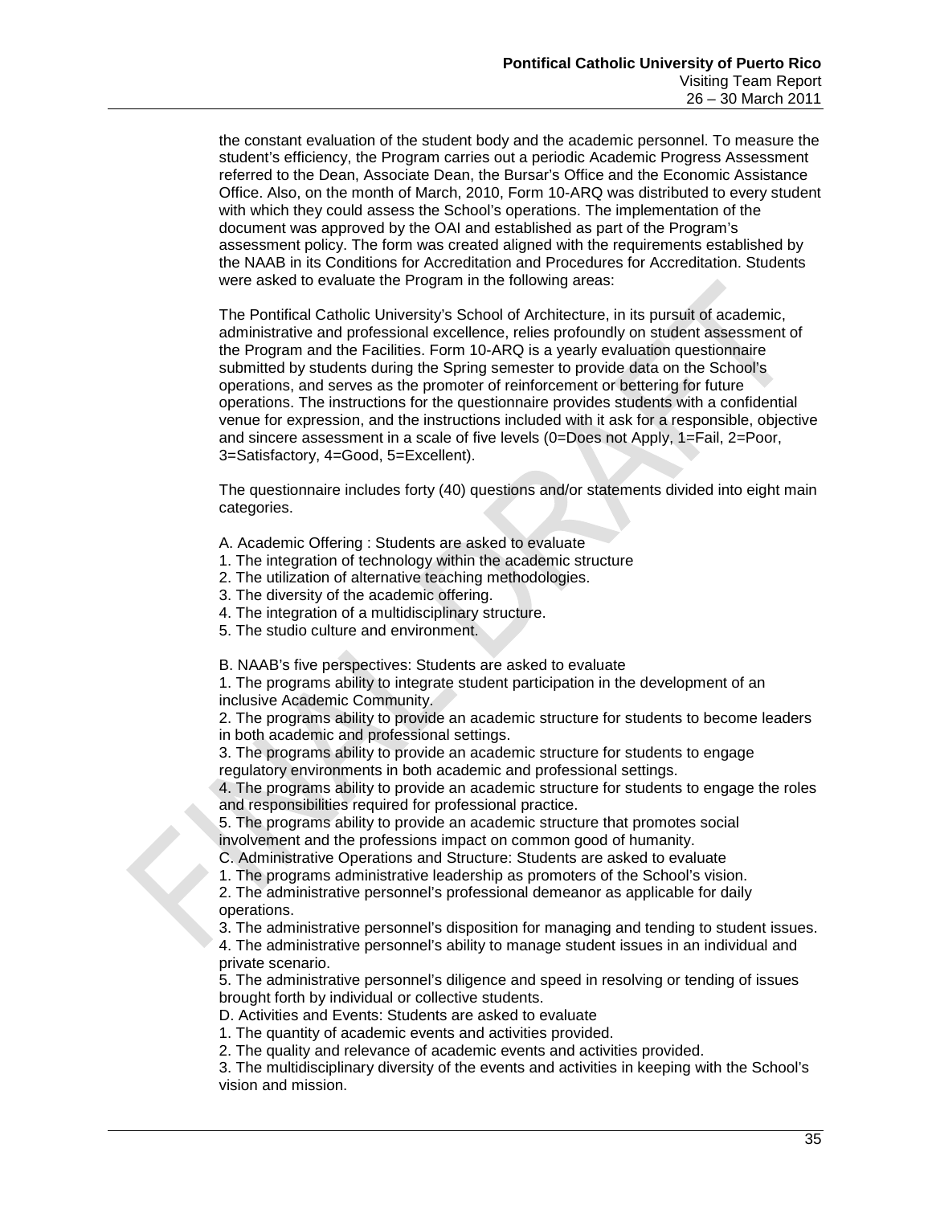the constant evaluation of the student body and the academic personnel. To measure the student's efficiency, the Program carries out a periodic Academic Progress Assessment referred to the Dean, Associate Dean, the Bursar's Office and the Economic Assistance Office. Also, on the month of March, 2010, Form 10-ARQ was distributed to every student with which they could assess the School's operations. The implementation of the document was approved by the OAI and established as part of the Program's assessment policy. The form was created aligned with the requirements established by the NAAB in its Conditions for Accreditation and Procedures for Accreditation. Students were asked to evaluate the Program in the following areas:

The Pontifical Catholic University's School of Architecture, in its pursuit of academic, administrative and professional excellence, relies profoundly on student assessment of the Program and the Facilities. Form 10-ARQ is a yearly evaluation questionnaire submitted by students during the Spring semester to provide data on the School's operations, and serves as the promoter of reinforcement or bettering for future operations. The instructions for the questionnaire provides students with a confidential venue for expression, and the instructions included with it ask for a responsible, objective and sincere assessment in a scale of five levels (0=Does not Apply, 1=Fail, 2=Poor, 3=Satisfactory, 4=Good, 5=Excellent).

The questionnaire includes forty (40) questions and/or statements divided into eight main categories.

A. Academic Offering : Students are asked to evaluate
1. The integration of technology within the academic structure
2. The utilization of alternative teaching methodologies.
3. The diversity of the academic offering.
4. The integration of a multidisciplinary structure.
5. The studio culture and environment.

B. NAAB's five perspectives: Students are asked to evaluate
1. The programs ability to integrate student participation in the development of an inclusive Academic Community.
2. The programs ability to provide an academic structure for students to become leaders in both academic and professional settings.
3. The programs ability to provide an academic structure for students to engage regulatory environments in both academic and professional settings.
4. The programs ability to provide an academic structure for students to engage the roles and responsibilities required for professional practice.
5. The programs ability to provide an academic structure that promotes social involvement and the professions impact on common good of humanity.

C. Administrative Operations and Structure: Students are asked to evaluate
1. The programs administrative leadership as promoters of the School's vision.
2. The administrative personnel's professional demeanor as applicable for daily operations.
3. The administrative personnel's disposition for managing and tending to student issues.
4. The administrative personnel's ability to manage student issues in an individual and private scenario.
5. The administrative personnel's diligence and speed in resolving or tending of issues brought forth by individual or collective students.

D. Activities and Events: Students are asked to evaluate
1. The quantity of academic events and activities provided.
2. The quality and relevance of academic events and activities provided.
3. The multidisciplinary diversity of the events and activities in keeping with the School's vision and mission.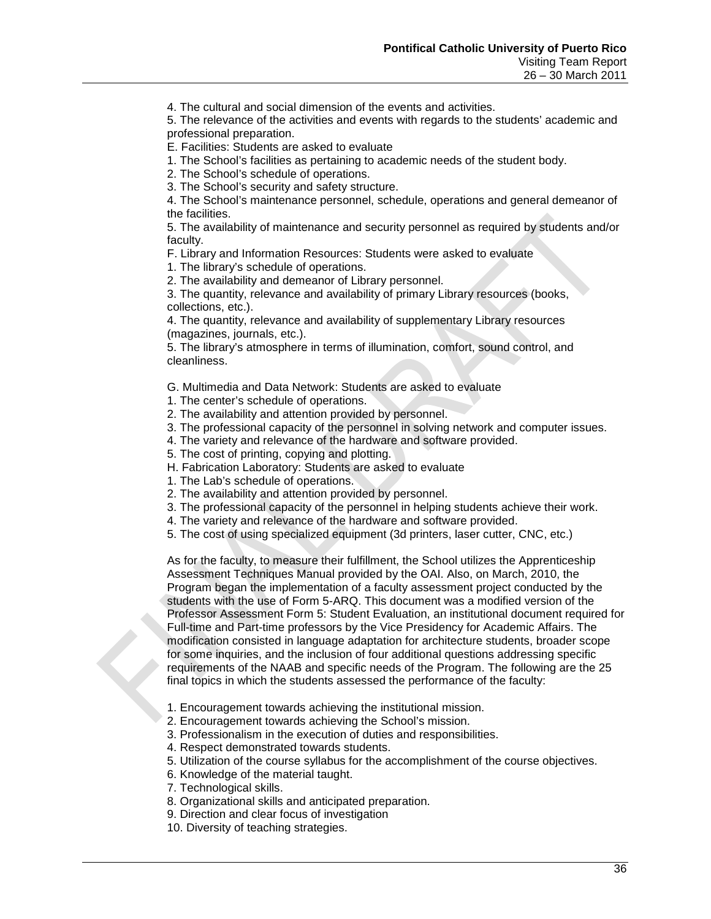4. The cultural and social dimension of the events and activities.
5. The relevance of the activities and events with regards to the students' academic and professional preparation.
E. Facilities: Students are asked to evaluate
1. The School's facilities as pertaining to academic needs of the student body.
2. The School's schedule of operations.
3. The School's security and safety structure.
4. The School's maintenance personnel, schedule, operations and general demeanor of the facilities.
5. The availability of maintenance and security personnel as required by students and/or faculty.
F. Library and Information Resources: Students were asked to evaluate
1. The library's schedule of operations.
2. The availability and demeanor of Library personnel.
3. The quantity, relevance and availability of primary Library resources (books, collections, etc.).
4. The quantity, relevance and availability of supplementary Library resources (magazines, journals, etc.).
5. The library's atmosphere in terms of illumination, comfort, sound control, and cleanliness.

G. Multimedia and Data Network: Students are asked to evaluate
1. The center's schedule of operations.
2. The availability and attention provided by personnel.
3. The professional capacity of the personnel in solving network and computer issues.
4. The variety and relevance of the hardware and software provided.
5. The cost of printing, copying and plotting.
H. Fabrication Laboratory: Students are asked to evaluate
1. The Lab's schedule of operations.
2. The availability and attention provided by personnel.
3. The professional capacity of the personnel in helping students achieve their work.
4. The variety and relevance of the hardware and software provided.
5. The cost of using specialized equipment (3d printers, laser cutter, CNC, etc.)

As for the faculty, to measure their fulfillment, the School utilizes the Apprenticeship Assessment Techniques Manual provided by the OAI. Also, on March, 2010, the Program began the implementation of a faculty assessment project conducted by the students with the use of Form 5-ARQ. This document was a modified version of the Professor Assessment Form 5: Student Evaluation, an institutional document required for Full-time and Part-time professors by the Vice Presidency for Academic Affairs. The modification consisted in language adaptation for architecture students, broader scope for some inquiries, and the inclusion of four additional questions addressing specific requirements of the NAAB and specific needs of the Program. The following are the 25 final topics in which the students assessed the performance of the faculty:

1. Encouragement towards achieving the institutional mission.
2. Encouragement towards achieving the School's mission.
3. Professionalism in the execution of duties and responsibilities.
4. Respect demonstrated towards students.
5. Utilization of the course syllabus for the accomplishment of the course objectives.
6. Knowledge of the material taught.
7. Technological skills.
8. Organizational skills and anticipated preparation.
9. Direction and clear focus of investigation
10. Diversity of teaching strategies.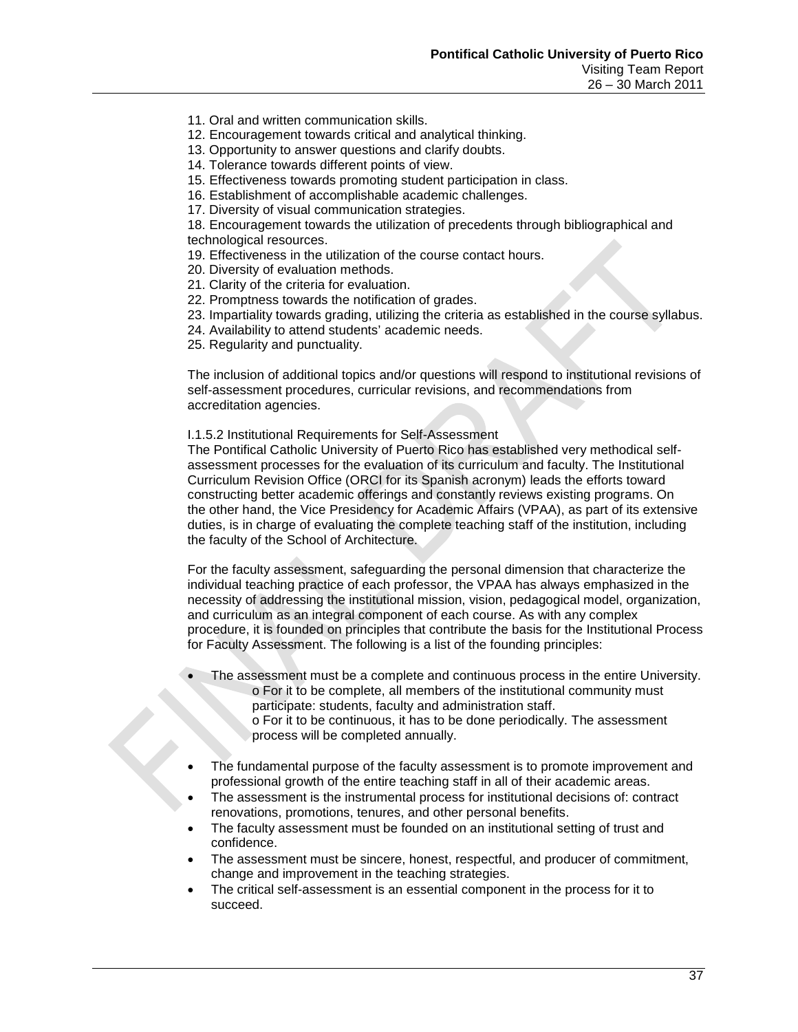11. Oral and written communication skills.
12. Encouragement towards critical and analytical thinking.
13. Opportunity to answer questions and clarify doubts.
14. Tolerance towards different points of view.
15. Effectiveness towards promoting student participation in class.
16. Establishment of accomplishable academic challenges.
17. Diversity of visual communication strategies.
18. Encouragement towards the utilization of precedents through bibliographical and technological resources.
19. Effectiveness in the utilization of the course contact hours.
20. Diversity of evaluation methods.
21. Clarity of the criteria for evaluation.
22. Promptness towards the notification of grades.
23. Impartiality towards grading, utilizing the criteria as established in the course syllabus.
24. Availability to attend students' academic needs.
25. Regularity and punctuality.

The inclusion of additional topics and/or questions will respond to institutional revisions of self-assessment procedures, curricular revisions, and recommendations from accreditation agencies.

I.1.5.2 Institutional Requirements for Self-Assessment

The Pontifical Catholic University of Puerto Rico has established very methodical self-assessment processes for the evaluation of its curriculum and faculty. The Institutional Curriculum Revision Office (ORCI for its Spanish acronym) leads the efforts toward constructing better academic offerings and constantly reviews existing programs. On the other hand, the Vice Presidency for Academic Affairs (VPAA), as part of its extensive duties, is in charge of evaluating the complete teaching staff of the institution, including the faculty of the School of Architecture.

For the faculty assessment, safeguarding the personal dimension that characterize the individual teaching practice of each professor, the VPAA has always emphasized in the necessity of addressing the institutional mission, vision, pedagogical model, organization, and curriculum as an integral component of each course. As with any complex procedure, it is founded on principles that contribute the basis for the Institutional Process for Faculty Assessment. The following is a list of the founding principles:

- The assessment must be a complete and continuous process in the entire University.
  - For it to be complete, all members of the institutional community must participate: students, faculty and administration staff.
  - For it to be continuous, it has to be done periodically. The assessment process will be completed annually.
- The fundamental purpose of the faculty assessment is to promote improvement and professional growth of the entire teaching staff in all of their academic areas.
- The assessment is the instrumental process for institutional decisions of: contract renovations, promotions, tenures, and other personal benefits.
- The faculty assessment must be founded on an institutional setting of trust and confidence.
- The assessment must be sincere, honest, respectful, and producer of commitment, change and improvement in the teaching strategies.
- The critical self-assessment is an essential component in the process for it to succeed.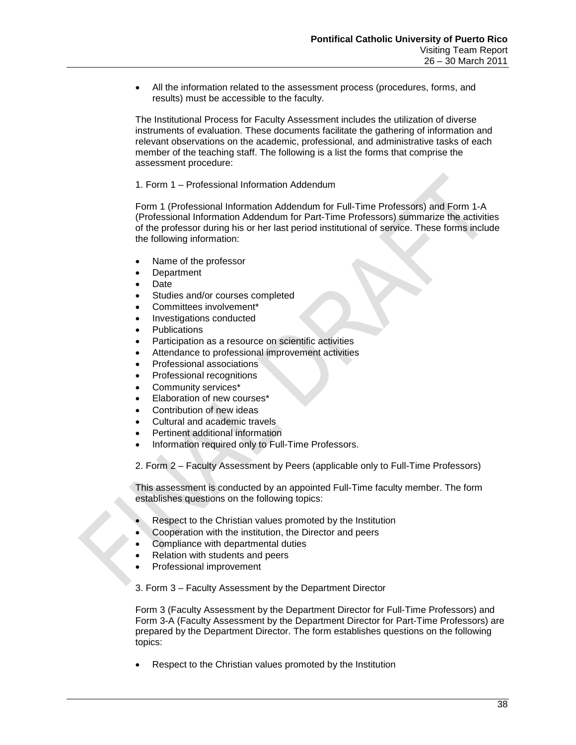- All the information related to the assessment process (procedures, forms, and results) must be accessible to the faculty.

The Institutional Process for Faculty Assessment includes the utilization of diverse instruments of evaluation. These documents facilitate the gathering of information and relevant observations on the academic, professional, and administrative tasks of each member of the teaching staff. The following is a list the forms that comprise the assessment procedure:

1. Form 1 – Professional Information Addendum

Form 1 (Professional Information Addendum for Full-Time Professors) and Form 1-A (Professional Information Addendum for Part-Time Professors) summarize the activities of the professor during his or her last period institutional of service. These forms include the following information:

- Name of the professor
- Department
- Date
- Studies and/or courses completed
- Committees involvement*
- Investigations conducted
- Publications
- Participation as a resource on scientific activities
- Attendance to professional improvement activities
- Professional associations
- Professional recognitions
- Community services*
- Elaboration of new courses*
- Contribution of new ideas
- Cultural and academic travels
- Pertinent additional information
- Information required only to Full-Time Professors.

2. Form 2 – Faculty Assessment by Peers (applicable only to Full-Time Professors)

This assessment is conducted by an appointed Full-Time faculty member. The form establishes questions on the following topics:

- Respect to the Christian values promoted by the Institution
- Cooperation with the institution, the Director and peers
- Compliance with departmental duties
- Relation with students and peers
- Professional improvement

3. Form 3 – Faculty Assessment by the Department Director

Form 3 (Faculty Assessment by the Department Director for Full-Time Professors) and Form 3-A (Faculty Assessment by the Department Director for Part-Time Professors) are prepared by the Department Director. The form establishes questions on the following topics:

- Respect to the Christian values promoted by the Institution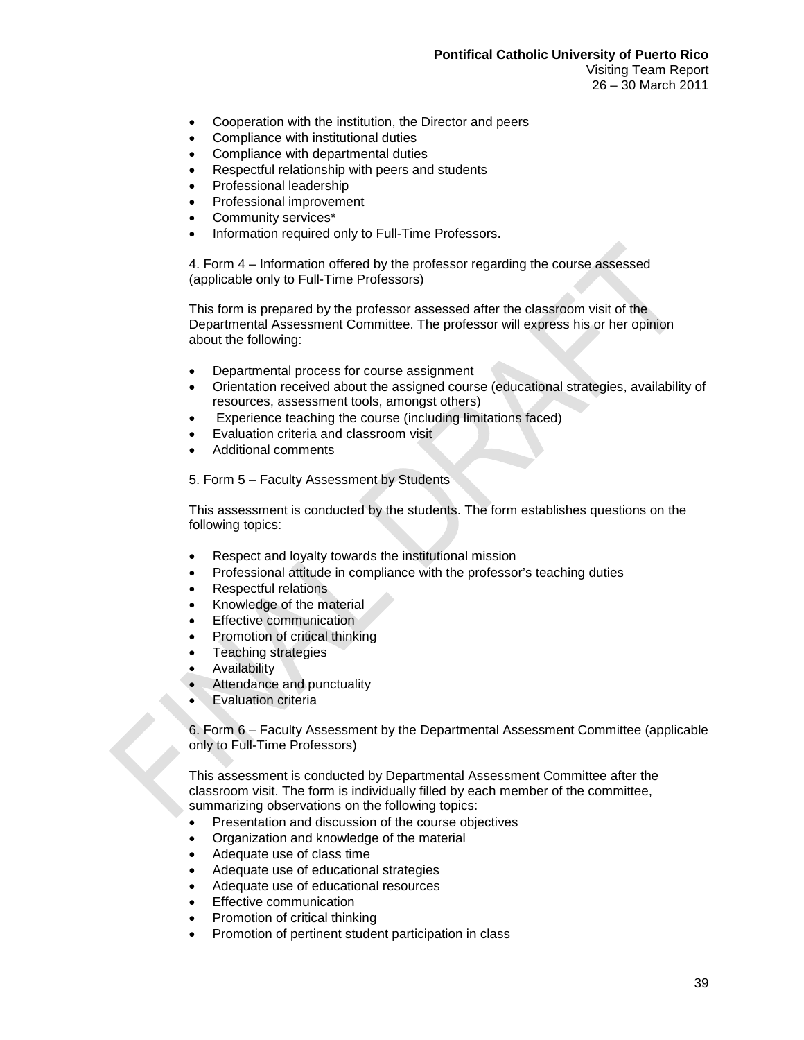- Cooperation with the institution, the Director and peers
- Compliance with institutional duties
- Compliance with departmental duties
- Respectful relationship with peers and students
- Professional leadership
- Professional improvement
- Community services*
- Information required only to Full-Time Professors.

4. Form 4 – Information offered by the professor regarding the course assessed (applicable only to Full-Time Professors)

This form is prepared by the professor assessed after the classroom visit of the Departmental Assessment Committee. The professor will express his or her opinion about the following:

- Departmental process for course assignment
- Orientation received about the assigned course (educational strategies, availability of resources, assessment tools, amongst others)
- Experience teaching the course (including limitations faced)
- Evaluation criteria and classroom visit
- Additional comments

5. Form 5 – Faculty Assessment by Students

This assessment is conducted by the students. The form establishes questions on the following topics:

- Respect and loyalty towards the institutional mission
- Professional attitude in compliance with the professor's teaching duties
- Respectful relations
- Knowledge of the material
- Effective communication
- Promotion of critical thinking
- Teaching strategies
- Availability
- Attendance and punctuality
- Evaluation criteria

6. Form 6 – Faculty Assessment by the Departmental Assessment Committee (applicable only to Full-Time Professors)

This assessment is conducted by Departmental Assessment Committee after the classroom visit. The form is individually filled by each member of the committee, summarizing observations on the following topics:

- Presentation and discussion of the course objectives
- Organization and knowledge of the material
- Adequate use of class time
- Adequate use of educational strategies
- Adequate use of educational resources
- Effective communication
- Promotion of critical thinking
- Promotion of pertinent student participation in class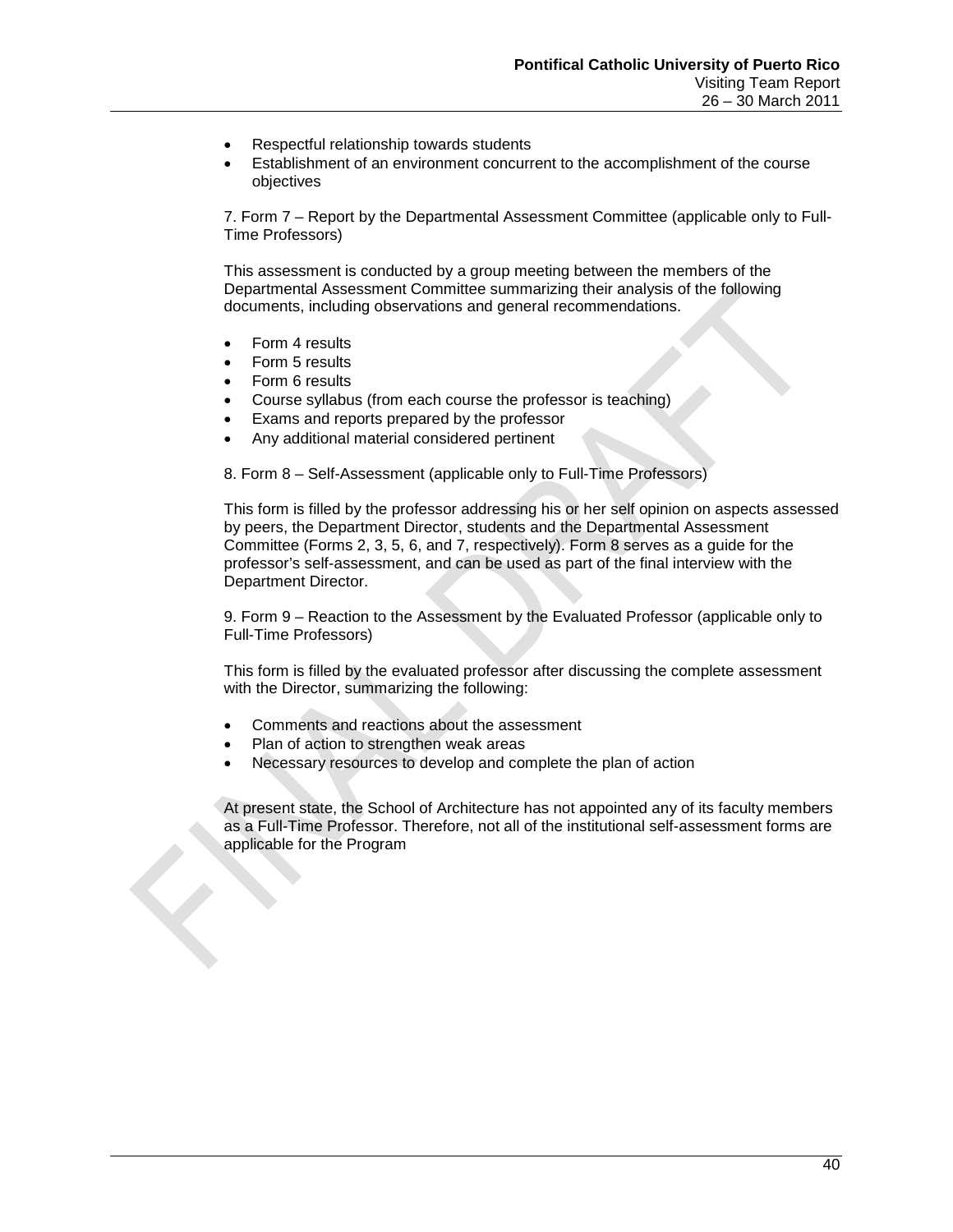- Respectful relationship towards students
- Establishment of an environment concurrent to the accomplishment of the course objectives

7. Form 7 – Report by the Departmental Assessment Committee (applicable only to Full-Time Professors)

This assessment is conducted by a group meeting between the members of the Departmental Assessment Committee summarizing their analysis of the following documents, including observations and general recommendations.

- Form 4 results
- Form 5 results
- Form 6 results
- Course syllabus (from each course the professor is teaching)
- Exams and reports prepared by the professor
- Any additional material considered pertinent

8. Form 8 – Self-Assessment (applicable only to Full-Time Professors)

This form is filled by the professor addressing his or her self opinion on aspects assessed by peers, the Department Director, students and the Departmental Assessment Committee (Forms 2, 3, 5, 6, and 7, respectively). Form 8 serves as a guide for the professor's self-assessment, and can be used as part of the final interview with the Department Director.

9. Form 9 – Reaction to the Assessment by the Evaluated Professor (applicable only to Full-Time Professors)

This form is filled by the evaluated professor after discussing the complete assessment with the Director, summarizing the following:

- Comments and reactions about the assessment
- Plan of action to strengthen weak areas
- Necessary resources to develop and complete the plan of action

At present state, the School of Architecture has not appointed any of its faculty members as a Full-Time Professor. Therefore, not all of the institutional self-assessment forms are applicable for the Program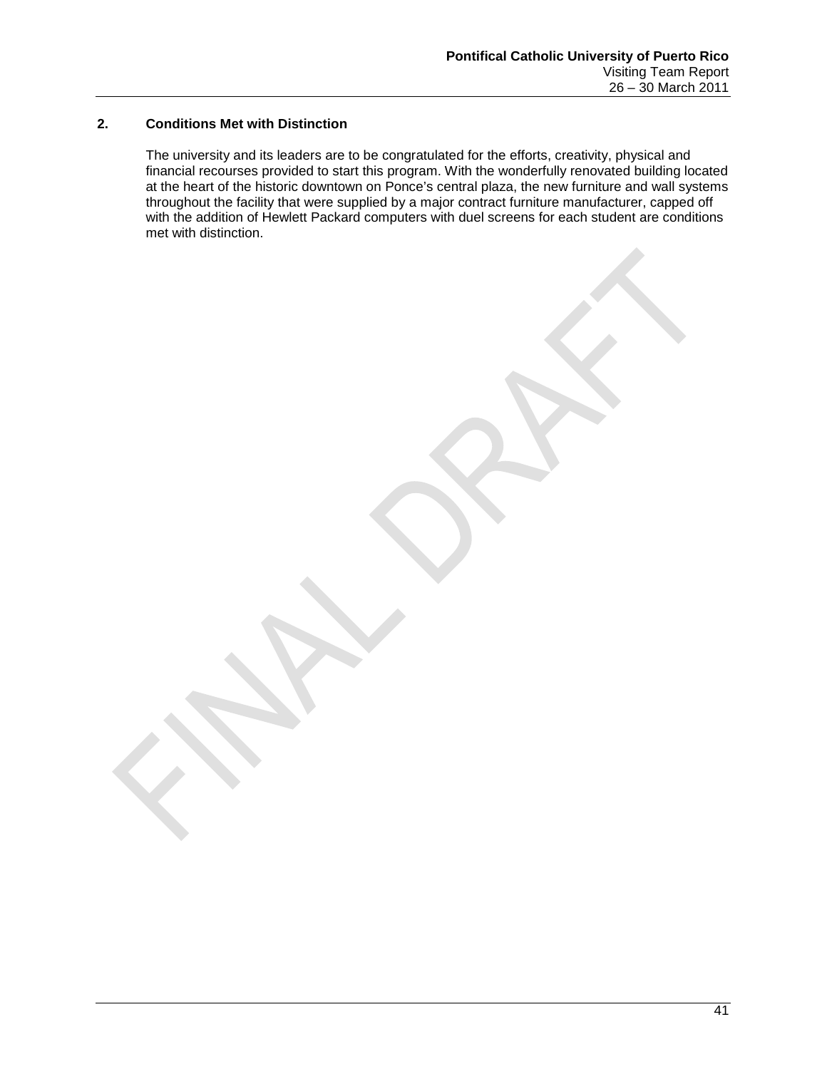## 2. Conditions Met with Distinction

The university and its leaders are to be congratulated for the efforts, creativity, physical and financial recourses provided to start this program. With the wonderfully renovated building located at the heart of the historic downtown on Ponce's central plaza, the new furniture and wall systems throughout the facility that were supplied by a major contract furniture manufacturer, capped off with the addition of Hewlett Packard computers with duel screens for each student are conditions met with distinction.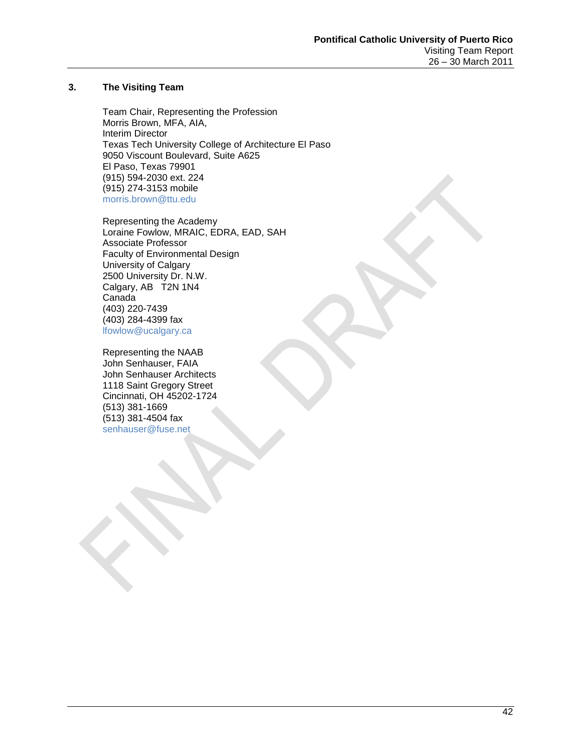## 3. The Visiting Team

Team Chair, Representing the Profession
Morris Brown, MFA, AIA,
Interim Director
Texas Tech University College of Architecture El Paso
9050 Viscount Boulevard, Suite A625
El Paso, Texas 79901
(915) 594-2030 ext. 224
(915) 274-3153 mobile
morris.brown@ttu.edu

Representing the Academy
Loraine Fowlow, MRAIC, EDRA, EAD, SAH
Associate Professor
Faculty of Environmental Design
University of Calgary
2500 University Dr. N.W.
Calgary, AB T2N 1N4
Canada
(403) 220-7439
(403) 284-4399 fax
lfowlow@ucalgary.ca

Representing the NAAB
John Senhauser, FAIA
John Senhauser Architects
1118 Saint Gregory Street
Cincinnati, OH 45202-1724
(513) 381-1669
(513) 381-4504 fax
senhauser@fuse.net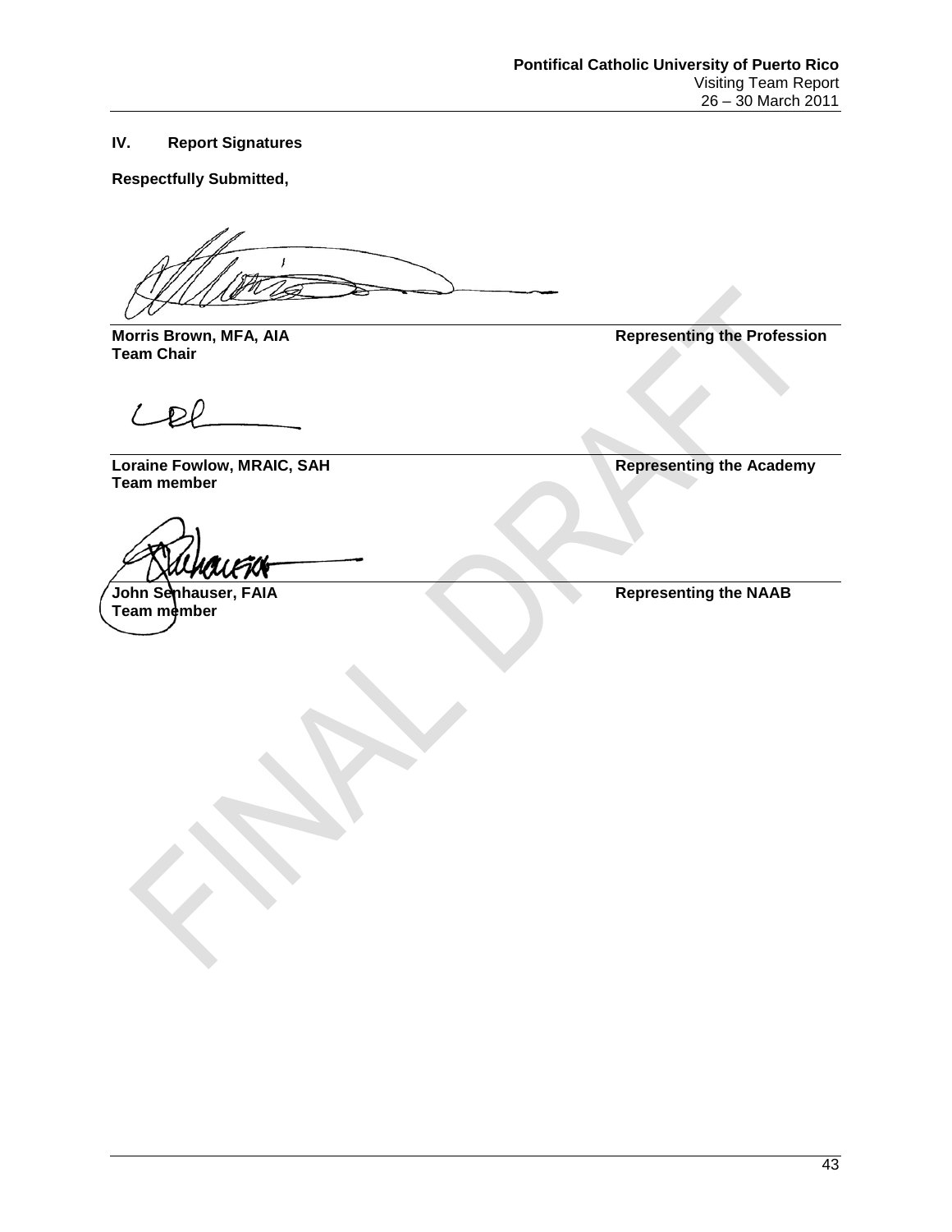## IV. Report Signatures

**Respectfully Submitted,**

**Morris Brown, MFA, AIA** — **Representing the Profession**
**Team Chair**

**Loraine Fowlow, MRAIC, SAH** — **Representing the Academy**
**Team member**

**John Senhauser, FAIA** — **Representing the NAAB**
**Team member**

FINAL DRAFT